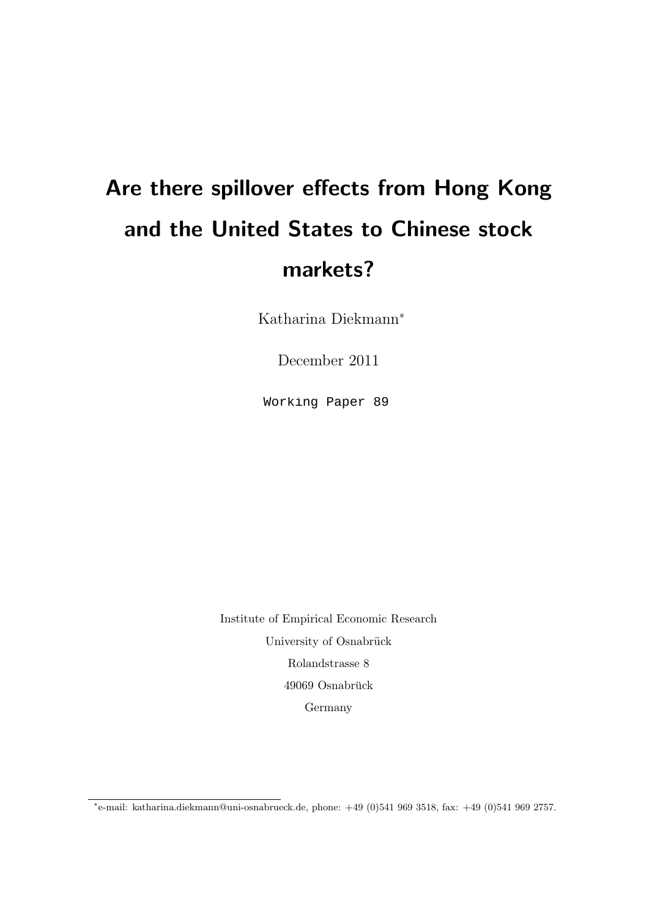// Are there spillover effects from Hong Kong and the United States to Chinese stock markets?

Katharina Diekmann*

December 2011

Working Paper 89

Institute of Empirical Economic Research
University of Osnabrück
Rolandstrasse 8
49069 Osnabrück
Germany

*e-mail: katharina.diekmann@uni-osnabrueck.de, phone: +49 (0)541 969 3518, fax: +49 (0)541 969 2757.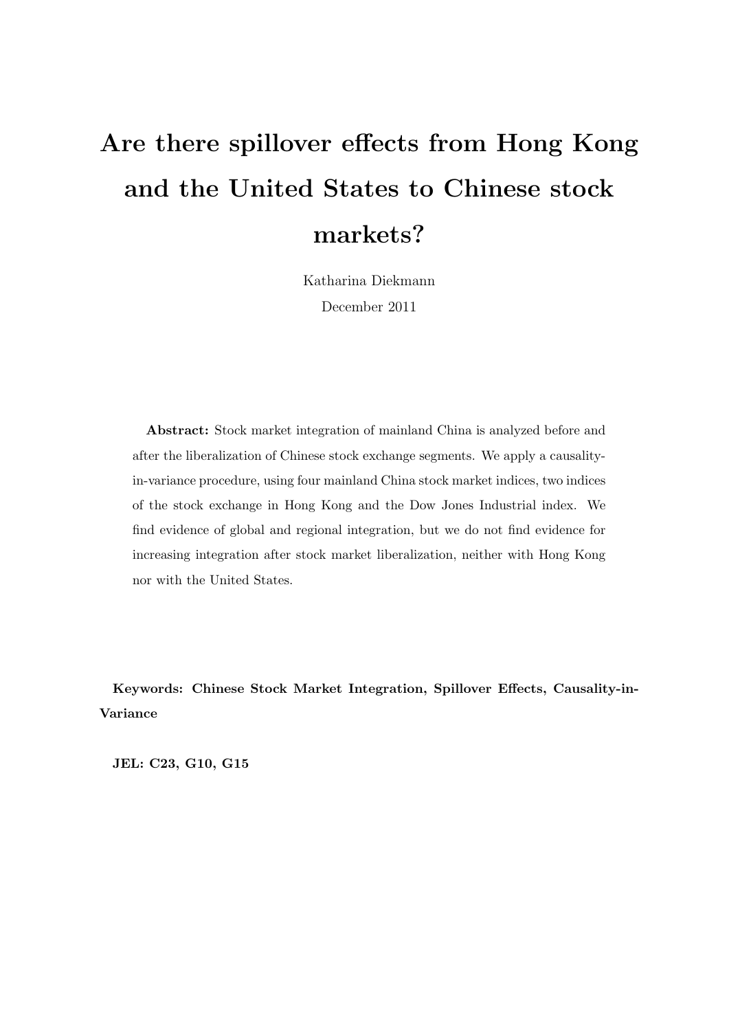# Are there spillover effects from Hong Kong and the United States to Chinese stock markets?

Katharina Diekmann

December 2011

**Abstract:** Stock market integration of mainland China is analyzed before and after the liberalization of Chinese stock exchange segments. We apply a causality-in-variance procedure, using four mainland China stock market indices, two indices of the stock exchange in Hong Kong and the Dow Jones Industrial index. We find evidence of global and regional integration, but we do not find evidence for increasing integration after stock market liberalization, neither with Hong Kong nor with the United States.

**Keywords: Chinese Stock Market Integration, Spillover Effects, Causality-in-Variance**

**JEL: C23, G10, G15**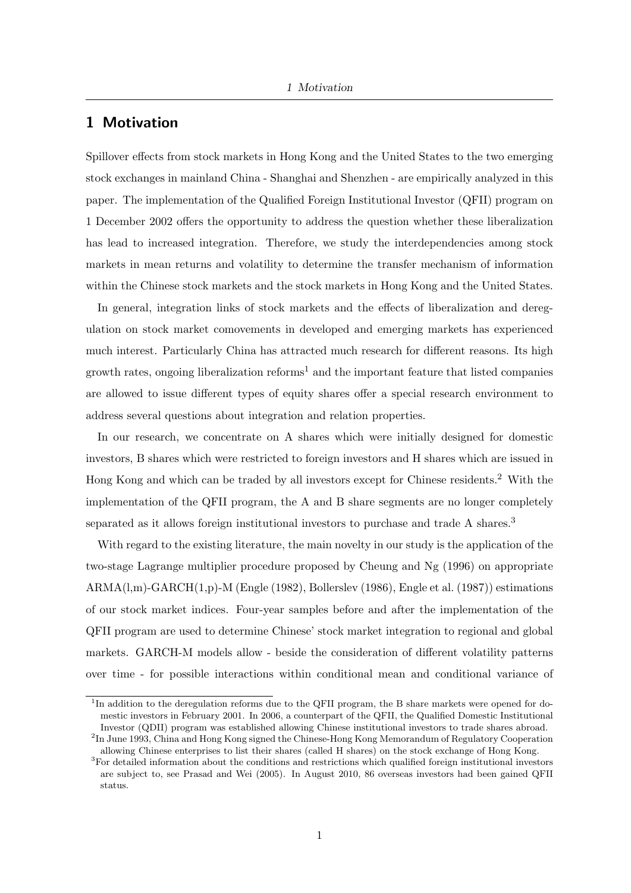# 1 Motivation

Spillover effects from stock markets in Hong Kong and the United States to the two emerging stock exchanges in mainland China - Shanghai and Shenzhen - are empirically analyzed in this paper. The implementation of the Qualified Foreign Institutional Investor (QFII) program on 1 December 2002 offers the opportunity to address the question whether these liberalization has lead to increased integration. Therefore, we study the interdependencies among stock markets in mean returns and volatility to determine the transfer mechanism of information within the Chinese stock markets and the stock markets in Hong Kong and the United States.

In general, integration links of stock markets and the effects of liberalization and deregulation on stock market comovements in developed and emerging markets has experienced much interest. Particularly China has attracted much research for different reasons. Its high growth rates, ongoing liberalization reforms[1] and the important feature that listed companies are allowed to issue different types of equity shares offer a special research environment to address several questions about integration and relation properties.

In our research, we concentrate on A shares which were initially designed for domestic investors, B shares which were restricted to foreign investors and H shares which are issued in Hong Kong and which can be traded by all investors except for Chinese residents.[2] With the implementation of the QFII program, the A and B share segments are no longer completely separated as it allows foreign institutional investors to purchase and trade A shares.[3]

With regard to the existing literature, the main novelty in our study is the application of the two-stage Lagrange multiplier procedure proposed by Cheung and Ng (1996) on appropriate ARMA(l,m)-GARCH(1,p)-M (Engle (1982), Bollerslev (1986), Engle et al. (1987)) estimations of our stock market indices. Four-year samples before and after the implementation of the QFII program are used to determine Chinese' stock market integration to regional and global markets. GARCH-M models allow - beside the consideration of different volatility patterns over time - for possible interactions within conditional mean and conditional variance of

[1] In addition to the deregulation reforms due to the QFII program, the B share markets were opened for domestic investors in February 2001. In 2006, a counterpart of the QFII, the Qualified Domestic Institutional Investor (QDII) program was established allowing Chinese institutional investors to trade shares abroad.

[2] In June 1993, China and Hong Kong signed the Chinese-Hong Kong Memorandum of Regulatory Cooperation allowing Chinese enterprises to list their shares (called H shares) on the stock exchange of Hong Kong.

[3] For detailed information about the conditions and restrictions which qualified foreign institutional investors are subject to, see Prasad and Wei (2005). In August 2010, 86 overseas investors had been gained QFII status.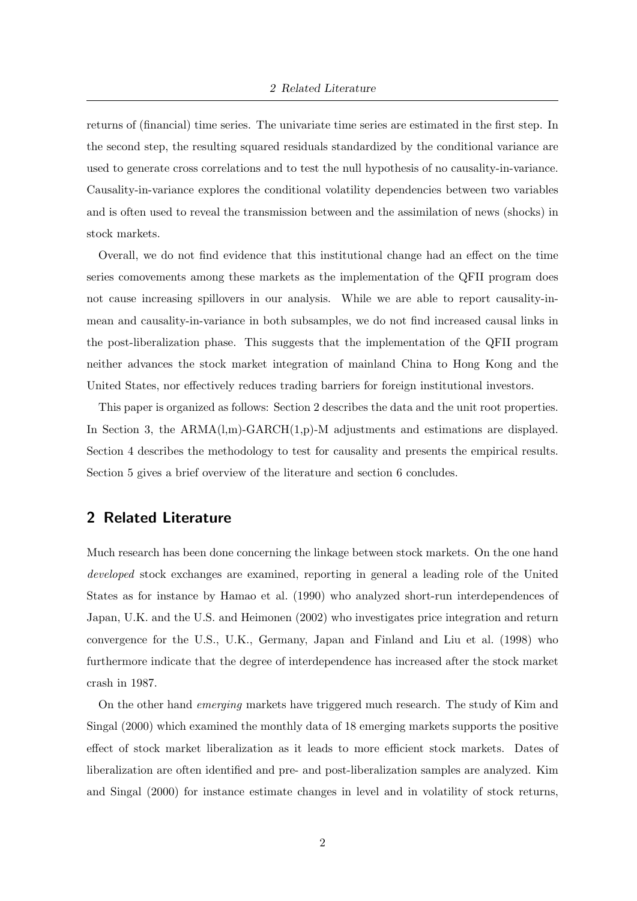returns of (financial) time series. The univariate time series are estimated in the first step. In the second step, the resulting squared residuals standardized by the conditional variance are used to generate cross correlations and to test the null hypothesis of no causality-in-variance. Causality-in-variance explores the conditional volatility dependencies between two variables and is often used to reveal the transmission between and the assimilation of news (shocks) in stock markets.

Overall, we do not find evidence that this institutional change had an effect on the time series comovements among these markets as the implementation of the QFII program does not cause increasing spillovers in our analysis. While we are able to report causality-in-mean and causality-in-variance in both subsamples, we do not find increased causal links in the post-liberalization phase. This suggests that the implementation of the QFII program neither advances the stock market integration of mainland China to Hong Kong and the United States, nor effectively reduces trading barriers for foreign institutional investors.

This paper is organized as follows: Section 2 describes the data and the unit root properties. In Section 3, the ARMA(l,m)-GARCH(1,p)-M adjustments and estimations are displayed. Section 4 describes the methodology to test for causality and presents the empirical results. Section 5 gives a brief overview of the literature and section 6 concludes.

## 2 Related Literature

Much research has been done concerning the linkage between stock markets. On the one hand *developed* stock exchanges are examined, reporting in general a leading role of the United States as for instance by Hamao et al. (1990) who analyzed short-run interdependences of Japan, U.K. and the U.S. and Heimonen (2002) who investigates price integration and return convergence for the U.S., U.K., Germany, Japan and Finland and Liu et al. (1998) who furthermore indicate that the degree of interdependence has increased after the stock market crash in 1987.

On the other hand *emerging* markets have triggered much research. The study of Kim and Singal (2000) which examined the monthly data of 18 emerging markets supports the positive effect of stock market liberalization as it leads to more efficient stock markets. Dates of liberalization are often identified and pre- and post-liberalization samples are analyzed. Kim and Singal (2000) for instance estimate changes in level and in volatility of stock returns,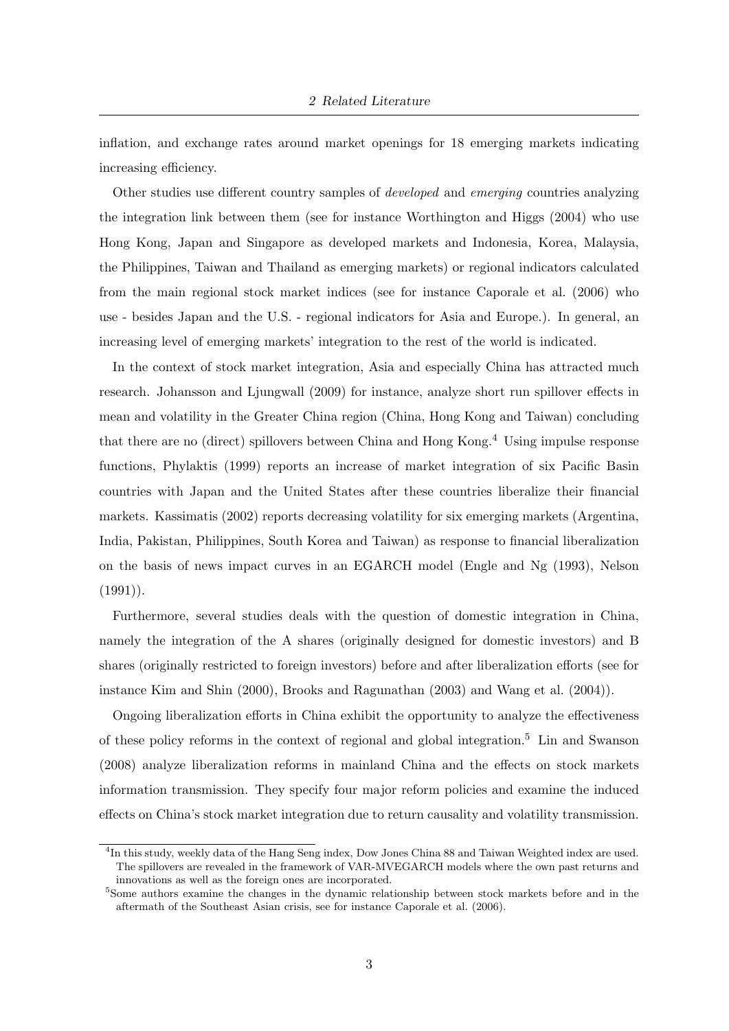inflation, and exchange rates around market openings for 18 emerging markets indicating increasing efficiency.

Other studies use different country samples of *developed* and *emerging* countries analyzing the integration link between them (see for instance Worthington and Higgs (2004) who use Hong Kong, Japan and Singapore as developed markets and Indonesia, Korea, Malaysia, the Philippines, Taiwan and Thailand as emerging markets) or regional indicators calculated from the main regional stock market indices (see for instance Caporale et al. (2006) who use - besides Japan and the U.S. - regional indicators for Asia and Europe.). In general, an increasing level of emerging markets' integration to the rest of the world is indicated.

In the context of stock market integration, Asia and especially China has attracted much research. Johansson and Ljungwall (2009) for instance, analyze short run spillover effects in mean and volatility in the Greater China region (China, Hong Kong and Taiwan) concluding that there are no (direct) spillovers between China and Hong Kong.[4] Using impulse response functions, Phylaktis (1999) reports an increase of market integration of six Pacific Basin countries with Japan and the United States after these countries liberalize their financial markets. Kassimatis (2002) reports decreasing volatility for six emerging markets (Argentina, India, Pakistan, Philippines, South Korea and Taiwan) as response to financial liberalization on the basis of news impact curves in an EGARCH model (Engle and Ng (1993), Nelson (1991)).

Furthermore, several studies deals with the question of domestic integration in China, namely the integration of the A shares (originally designed for domestic investors) and B shares (originally restricted to foreign investors) before and after liberalization efforts (see for instance Kim and Shin (2000), Brooks and Ragunathan (2003) and Wang et al. (2004)).

Ongoing liberalization efforts in China exhibit the opportunity to analyze the effectiveness of these policy reforms in the context of regional and global integration.[5] Lin and Swanson (2008) analyze liberalization reforms in mainland China and the effects on stock markets information transmission. They specify four major reform policies and examine the induced effects on China's stock market integration due to return causality and volatility transmission.

---

[4] In this study, weekly data of the Hang Seng index, Dow Jones China 88 and Taiwan Weighted index are used. The spillovers are revealed in the framework of VAR-MVEGARCH models where the own past returns and innovations as well as the foreign ones are incorporated.

[5] Some authors examine the changes in the dynamic relationship between stock markets before and in the aftermath of the Southeast Asian crisis, see for instance Caporale et al. (2006).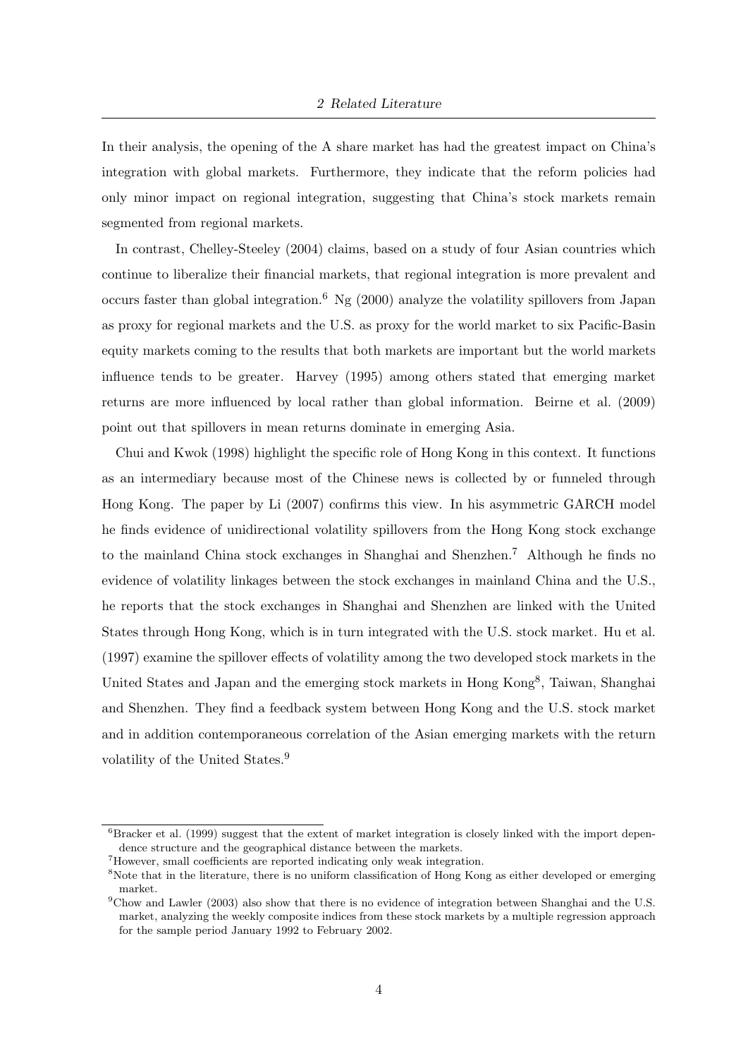In their analysis, the opening of the A share market has had the greatest impact on China's integration with global markets. Furthermore, they indicate that the reform policies had only minor impact on regional integration, suggesting that China's stock markets remain segmented from regional markets.

In contrast, Chelley-Steeley (2004) claims, based on a study of four Asian countries which continue to liberalize their financial markets, that regional integration is more prevalent and occurs faster than global integration.[6] Ng (2000) analyze the volatility spillovers from Japan as proxy for regional markets and the U.S. as proxy for the world market to six Pacific-Basin equity markets coming to the results that both markets are important but the world markets influence tends to be greater. Harvey (1995) among others stated that emerging market returns are more influenced by local rather than global information. Beirne et al. (2009) point out that spillovers in mean returns dominate in emerging Asia.

Chui and Kwok (1998) highlight the specific role of Hong Kong in this context. It functions as an intermediary because most of the Chinese news is collected by or funneled through Hong Kong. The paper by Li (2007) confirms this view. In his asymmetric GARCH model he finds evidence of unidirectional volatility spillovers from the Hong Kong stock exchange to the mainland China stock exchanges in Shanghai and Shenzhen.[7] Although he finds no evidence of volatility linkages between the stock exchanges in mainland China and the U.S., he reports that the stock exchanges in Shanghai and Shenzhen are linked with the United States through Hong Kong, which is in turn integrated with the U.S. stock market. Hu et al. (1997) examine the spillover effects of volatility among the two developed stock markets in the United States and Japan and the emerging stock markets in Hong Kong[8], Taiwan, Shanghai and Shenzhen. They find a feedback system between Hong Kong and the U.S. stock market and in addition contemporaneous correlation of the Asian emerging markets with the return volatility of the United States.[9]

---

[6] Bracker et al. (1999) suggest that the extent of market integration is closely linked with the import dependence structure and the geographical distance between the markets.

[7] However, small coefficients are reported indicating only weak integration.

[8] Note that in the literature, there is no uniform classification of Hong Kong as either developed or emerging market.

[9] Chow and Lawler (2003) also show that there is no evidence of integration between Shanghai and the U.S. market, analyzing the weekly composite indices from these stock markets by a multiple regression approach for the sample period January 1992 to February 2002.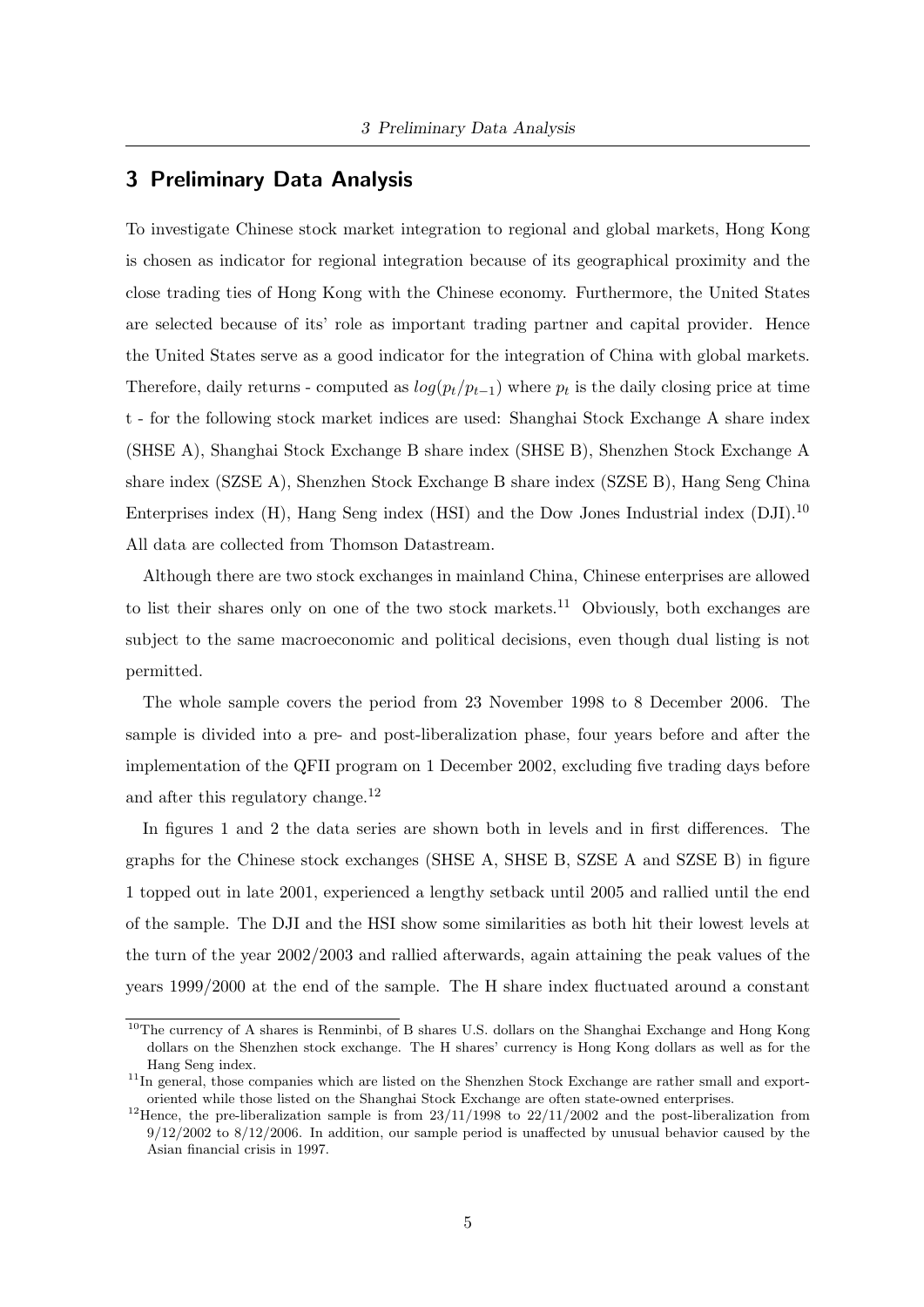## 3 Preliminary Data Analysis

To investigate Chinese stock market integration to regional and global markets, Hong Kong is chosen as indicator for regional integration because of its geographical proximity and the close trading ties of Hong Kong with the Chinese economy. Furthermore, the United States are selected because of its' role as important trading partner and capital provider. Hence the United States serve as a good indicator for the integration of China with global markets. Therefore, daily returns - computed as $log(p_t/p_{t-1})$ where $p_t$ is the daily closing price at time t - for the following stock market indices are used: Shanghai Stock Exchange A share index (SHSE A), Shanghai Stock Exchange B share index (SHSE B), Shenzhen Stock Exchange A share index (SZSE A), Shenzhen Stock Exchange B share index (SZSE B), Hang Seng China Enterprises index (H), Hang Seng index (HSI) and the Dow Jones Industrial index (DJI).[10] All data are collected from Thomson Datastream.

Although there are two stock exchanges in mainland China, Chinese enterprises are allowed to list their shares only on one of the two stock markets.[11] Obviously, both exchanges are subject to the same macroeconomic and political decisions, even though dual listing is not permitted.

The whole sample covers the period from 23 November 1998 to 8 December 2006. The sample is divided into a pre- and post-liberalization phase, four years before and after the implementation of the QFII program on 1 December 2002, excluding five trading days before and after this regulatory change.[12]

In figures 1 and 2 the data series are shown both in levels and in first differences. The graphs for the Chinese stock exchanges (SHSE A, SHSE B, SZSE A and SZSE B) in figure 1 topped out in late 2001, experienced a lengthy setback until 2005 and rallied until the end of the sample. The DJI and the HSI show some similarities as both hit their lowest levels at the turn of the year 2002/2003 and rallied afterwards, again attaining the peak values of the years 1999/2000 at the end of the sample. The H share index fluctuated around a constant

[10] The currency of A shares is Renminbi, of B shares U.S. dollars on the Shanghai Exchange and Hong Kong dollars on the Shenzhen stock exchange. The H shares' currency is Hong Kong dollars as well as for the Hang Seng index.

[11] In general, those companies which are listed on the Shenzhen Stock Exchange are rather small and export-oriented while those listed on the Shanghai Stock Exchange are often state-owned enterprises.

[12] Hence, the pre-liberalization sample is from 23/11/1998 to 22/11/2002 and the post-liberalization from 9/12/2002 to 8/12/2006. In addition, our sample period is unaffected by unusual behavior caused by the Asian financial crisis in 1997.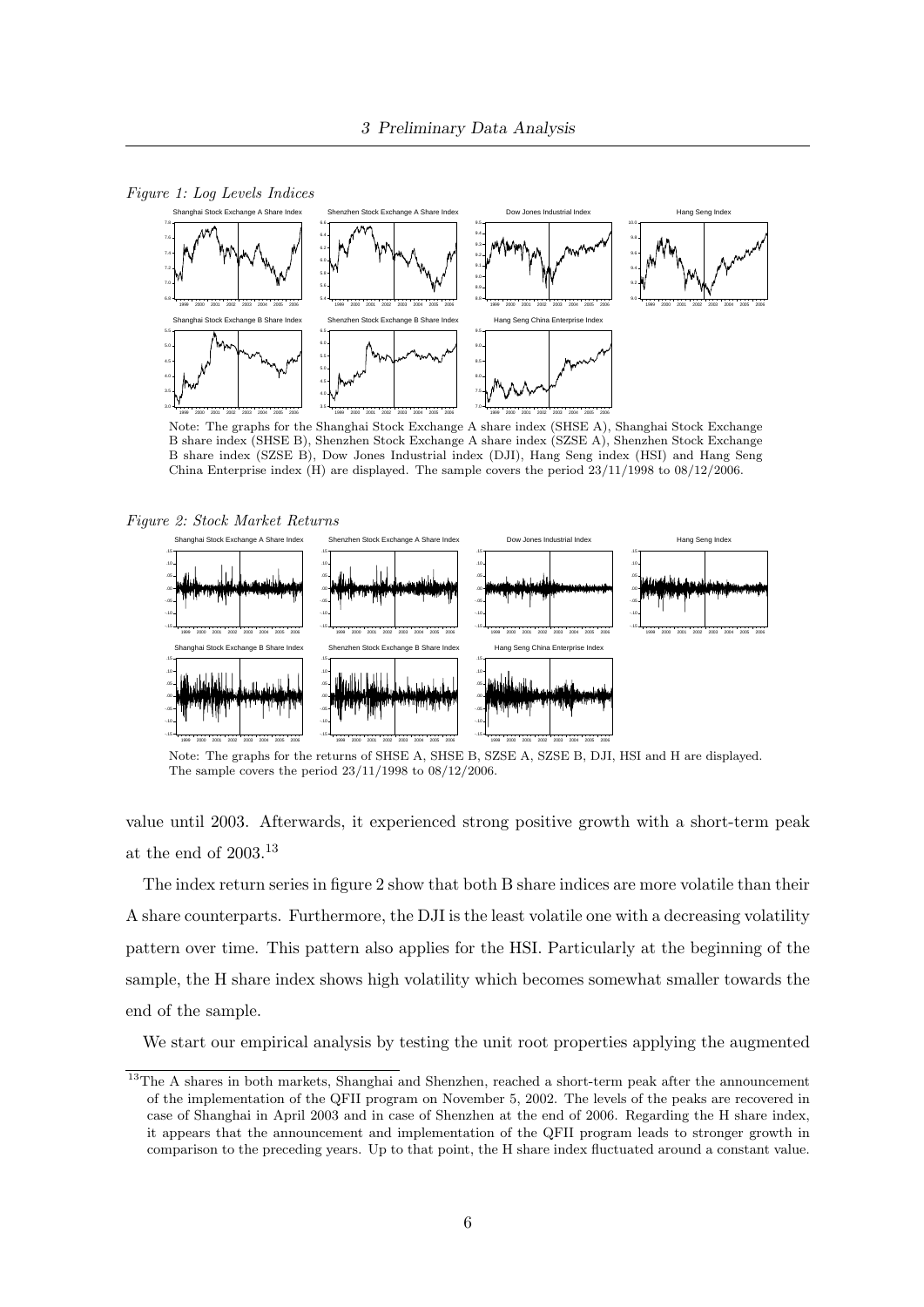*Figure 1: Log Levels Indices*

Note: The graphs for the Shanghai Stock Exchange A share index (SHSE A), Shanghai Stock Exchange B share index (SHSE B), Shenzhen Stock Exchange A share index (SZSE A), Shenzhen Stock Exchange B share index (SZSE B), Dow Jones Industrial index (DJI), Hang Seng index (HSI) and Hang Seng China Enterprise index (H) are displayed. The sample covers the period 23/11/1998 to 08/12/2006.

*Figure 2: Stock Market Returns*

Note: The graphs for the returns of SHSE A, SHSE B, SZSE A, SZSE B, DJI, HSI and H are displayed. The sample covers the period 23/11/1998 to 08/12/2006.

value until 2003. Afterwards, it experienced strong positive growth with a short-term peak at the end of 2003.[13]

The index return series in figure 2 show that both B share indices are more volatile than their A share counterparts. Furthermore, the DJI is the least volatile one with a decreasing volatility pattern over time. This pattern also applies for the HSI. Particularly at the beginning of the sample, the H share index shows high volatility which becomes somewhat smaller towards the end of the sample.

We start our empirical analysis by testing the unit root properties applying the augmented

[13] The A shares in both markets, Shanghai and Shenzhen, reached a short-term peak after the announcement of the implementation of the QFII program on November 5, 2002. The levels of the peaks are recovered in case of Shanghai in April 2003 and in case of Shenzhen at the end of 2006. Regarding the H share index, it appears that the announcement and implementation of the QFII program leads to stronger growth in comparison to the preceding years. Up to that point, the H share index fluctuated around a constant value.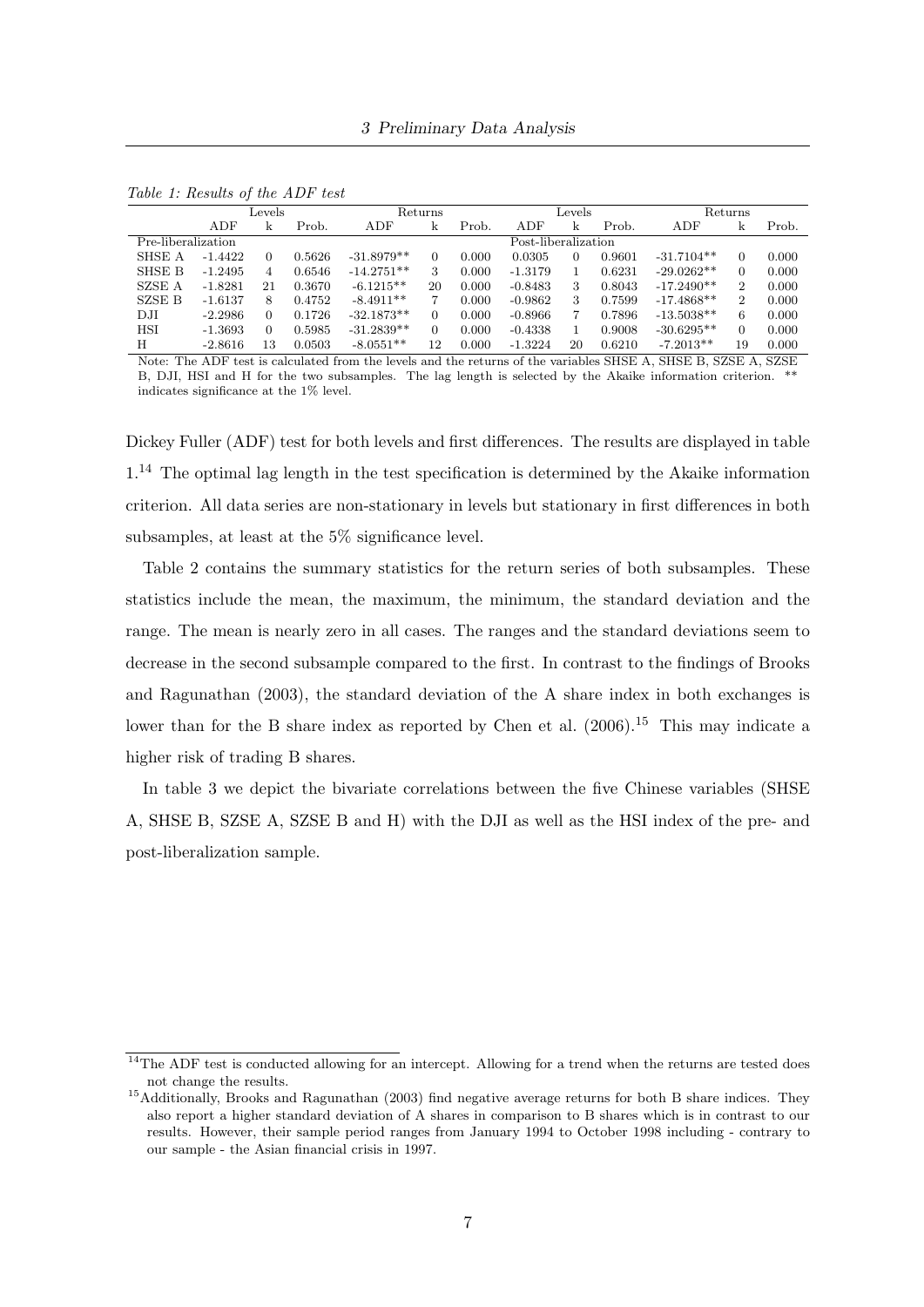*Table 1: Results of the ADF test*

| | Levels | | | Returns | | | Levels | | | Returns | | |
|---|---|---|---|---|---|---|---|---|---|---|---|---|
| | ADF | k | Prob. | ADF | k | Prob. | ADF | k | Prob. | ADF | k | Prob. |
| Pre-liberalization | | | | | | | Post-liberalization | | | | | |
| SHSE A | -1.4422 | 0 | 0.5626 | -31.8979** | 0 | 0.000 | 0.0305 | 0 | 0.9601 | -31.7104** | 0 | 0.000 |
| SHSE B | -1.2495 | 4 | 0.6546 | -14.2751** | 3 | 0.000 | -1.3179 | 1 | 0.6231 | -29.0262** | 0 | 0.000 |
| SZSE A | -1.8281 | 21 | 0.3670 | -6.1215** | 20 | 0.000 | -0.8483 | 3 | 0.8043 | -17.2490** | 2 | 0.000 |
| SZSE B | -1.6137 | 8 | 0.4752 | -8.4911** | 7 | 0.000 | -0.9862 | 3 | 0.7599 | -17.4868** | 2 | 0.000 |
| DJI | -2.2986 | 0 | 0.1726 | -32.1873** | 0 | 0.000 | -0.8966 | 7 | 0.7896 | -13.5038** | 6 | 0.000 |
| HSI | -1.3693 | 0 | 0.5985 | -31.2839** | 0 | 0.000 | -0.4338 | 1 | 0.9008 | -30.6295** | 0 | 0.000 |
| H | -2.8616 | 13 | 0.0503 | -8.0551** | 12 | 0.000 | -1.3224 | 20 | 0.6210 | -7.2013** | 19 | 0.000 |

Note: The ADF test is calculated from the levels and the returns of the variables SHSE A, SHSE B, SZSE A, SZSE B, DJI, HSI and H for the two subsamples. The lag length is selected by the Akaike information criterion. ** indicates significance at the 1% level.

Dickey Fuller (ADF) test for both levels and first differences. The results are displayed in table 1.[14] The optimal lag length in the test specification is determined by the Akaike information criterion. All data series are non-stationary in levels but stationary in first differences in both subsamples, at least at the 5% significance level.

Table 2 contains the summary statistics for the return series of both subsamples. These statistics include the mean, the maximum, the minimum, the standard deviation and the range. The mean is nearly zero in all cases. The ranges and the standard deviations seem to decrease in the second subsample compared to the first. In contrast to the findings of Brooks and Ragunathan (2003), the standard deviation of the A share index in both exchanges is lower than for the B share index as reported by Chen et al. (2006).[15] This may indicate a higher risk of trading B shares.

In table 3 we depict the bivariate correlations between the five Chinese variables (SHSE A, SHSE B, SZSE A, SZSE B and H) with the DJI as well as the HSI index of the pre- and post-liberalization sample.

[14] The ADF test is conducted allowing for an intercept. Allowing for a trend when the returns are tested does not change the results.

[15] Additionally, Brooks and Ragunathan (2003) find negative average returns for both B share indices. They also report a higher standard deviation of A shares in comparison to B shares which is in contrast to our results. However, their sample period ranges from January 1994 to October 1998 including - contrary to our sample - the Asian financial crisis in 1997.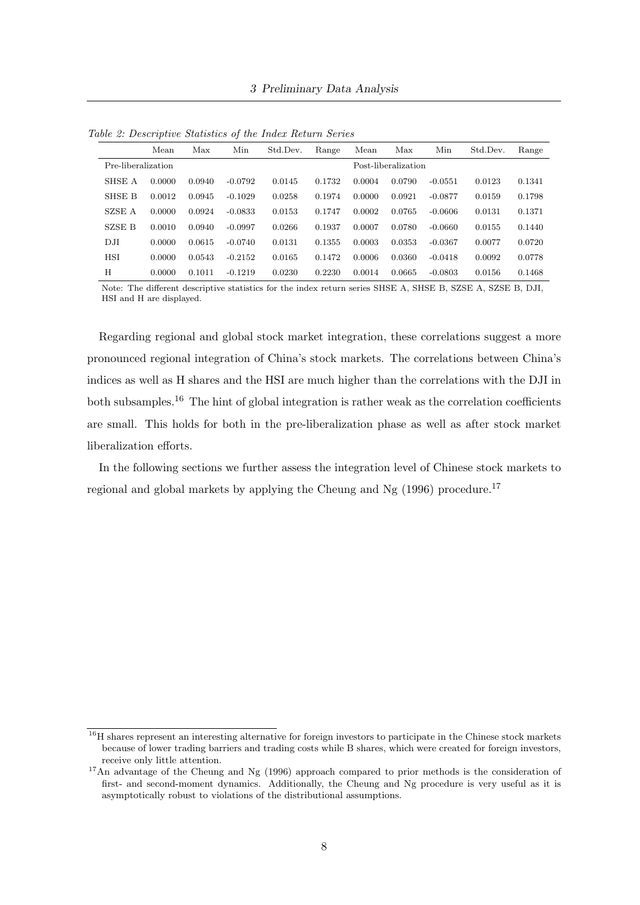*Table 2: Descriptive Statistics of the Index Return Series*

| | Mean | Max | Min | Std.Dev. | Range | Mean | Max | Min | Std.Dev. | Range |
|---|---|---|---|---|---|---|---|---|---|---|
| Pre-liberalization | | | | | | Post-liberalization | | | | |
| SHSE A | 0.0000 | 0.0940 | -0.0792 | 0.0145 | 0.1732 | 0.0004 | 0.0790 | -0.0551 | 0.0123 | 0.1341 |
| SHSE B | 0.0012 | 0.0945 | -0.1029 | 0.0258 | 0.1974 | 0.0000 | 0.0921 | -0.0877 | 0.0159 | 0.1798 |
| SZSE A | 0.0000 | 0.0924 | -0.0833 | 0.0153 | 0.1747 | 0.0002 | 0.0765 | -0.0606 | 0.0131 | 0.1371 |
| SZSE B | 0.0010 | 0.0940 | -0.0997 | 0.0266 | 0.1937 | 0.0007 | 0.0780 | -0.0660 | 0.0155 | 0.1440 |
| DJI | 0.0000 | 0.0615 | -0.0740 | 0.0131 | 0.1355 | 0.0003 | 0.0353 | -0.0367 | 0.0077 | 0.0720 |
| HSI | 0.0000 | 0.0543 | -0.2152 | 0.0165 | 0.1472 | 0.0006 | 0.0360 | -0.0418 | 0.0092 | 0.0778 |
| H | 0.0000 | 0.1011 | -0.1219 | 0.0230 | 0.2230 | 0.0014 | 0.0665 | -0.0803 | 0.0156 | 0.1468 |

Note: The different descriptive statistics for the index return series SHSE A, SHSE B, SZSE A, SZSE B, DJI, HSI and H are displayed.

Regarding regional and global stock market integration, these correlations suggest a more pronounced regional integration of China's stock markets. The correlations between China's indices as well as H shares and the HSI are much higher than the correlations with the DJI in both subsamples.[16] The hint of global integration is rather weak as the correlation coefficients are small. This holds for both in the pre-liberalization phase as well as after stock market liberalization efforts.

In the following sections we further assess the integration level of Chinese stock markets to regional and global markets by applying the Cheung and Ng (1996) procedure.[17]

[16] H shares represent an interesting alternative for foreign investors to participate in the Chinese stock markets because of lower trading barriers and trading costs while B shares, which were created for foreign investors, receive only little attention.

[17] An advantage of the Cheung and Ng (1996) approach compared to prior methods is the consideration of first- and second-moment dynamics. Additionally, the Cheung and Ng procedure is very useful as it is asymptotically robust to violations of the distributional assumptions.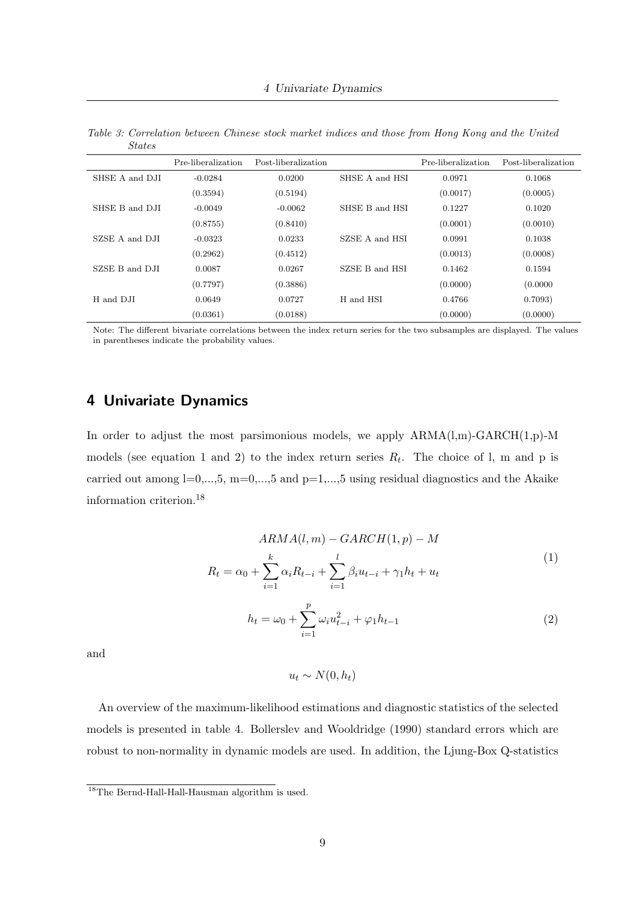Table 3: Correlation between Chinese stock market indices and those from Hong Kong and the United States

| | Pre-liberalization | Post-liberalization | | Pre-liberalization | Post-liberalization |
|---|---|---|---|---|---|
| SHSE A and DJI | -0.0284 | 0.0200 | SHSE A and HSI | 0.0971 | 0.1068 |
| | (0.3594) | (0.5194) | | (0.0017) | (0.0005) |
| SHSE B and DJI | -0.0049 | -0.0062 | SHSE B and HSI | 0.1227 | 0.1020 |
| | (0.8755) | (0.8410) | | (0.0001) | (0.0010) |
| SZSE A and DJI | -0.0323 | 0.0233 | SZSE A and HSI | 0.0991 | 0.1038 |
| | (0.2962) | (0.4512) | | (0.0013) | (0.0008) |
| SZSE B and DJI | 0.0087 | 0.0267 | SZSE B and HSI | 0.1462 | 0.1594 |
| | (0.7797) | (0.3886) | | (0.0000) | (0.0000 |
| H and DJI | 0.0649 | 0.0727 | H and HSI | 0.4766 | 0.7093) |
| | (0.0361) | (0.0188) | | (0.0000) | (0.0000) |

Note: The different bivariate correlations between the index return series for the two subsamples are displayed. The values in parentheses indicate the probability values.

## 4 Univariate Dynamics

In order to adjust the most parsimonious models, we apply ARMA(l,m)-GARCH(1,p)-M models (see equation 1 and 2) to the index return series $R_t$. The choice of l, m and p is carried out among l=0,...,5, m=0,...,5 and p=1,...,5 using residual diagnostics and the Akaike information criterion.[18]

$$ARMA(l,m) - GARCH(1,p) - M$$

$$R_t = \alpha_0 + \sum_{i=1}^{k} \alpha_i R_{t-i} + \sum_{i=1}^{l} \beta_i u_{t-i} + \gamma_1 h_t + u_t \tag{1}$$

$$h_t = \omega_0 + \sum_{i=1}^{p} \omega_i u_{t-i}^2 + \varphi_1 h_{t-1} \tag{2}$$

and

$$u_t \sim N(0, h_t)$$

An overview of the maximum-likelihood estimations and diagnostic statistics of the selected models is presented in table 4. Bollerslev and Wooldridge (1990) standard errors which are robust to non-normality in dynamic models are used. In addition, the Ljung-Box Q-statistics

[18] The Bernd-Hall-Hall-Hausman algorithm is used.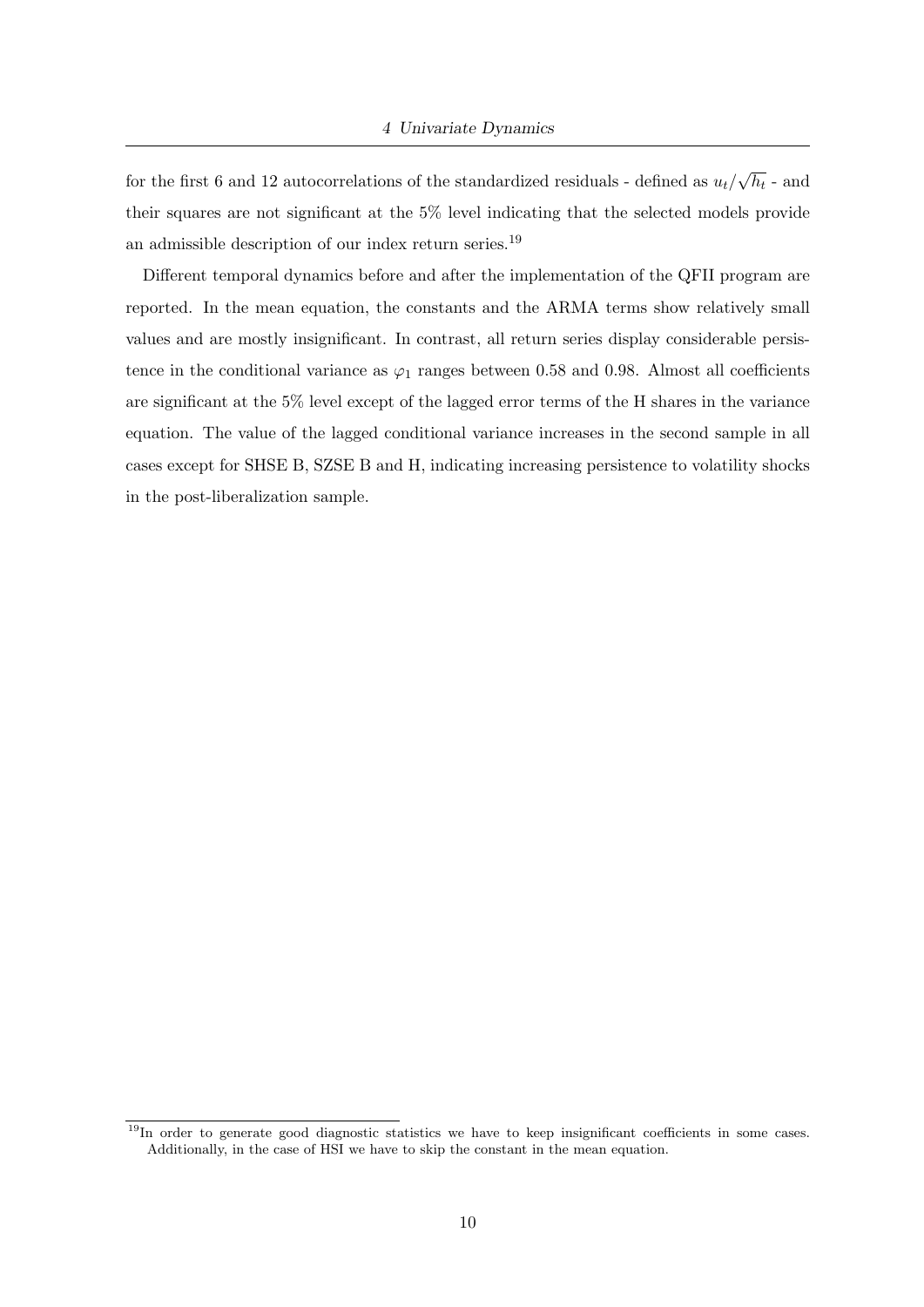for the first 6 and 12 autocorrelations of the standardized residuals - defined as $u_t/\sqrt{h_t}$ - and their squares are not significant at the 5% level indicating that the selected models provide an admissible description of our index return series.[19]

Different temporal dynamics before and after the implementation of the QFII program are reported. In the mean equation, the constants and the ARMA terms show relatively small values and are mostly insignificant. In contrast, all return series display considerable persistence in the conditional variance as $\varphi_1$ ranges between 0.58 and 0.98. Almost all coefficients are significant at the 5% level except of the lagged error terms of the H shares in the variance equation. The value of the lagged conditional variance increases in the second sample in all cases except for SHSE B, SZSE B and H, indicating increasing persistence to volatility shocks in the post-liberalization sample.

[19] In order to generate good diagnostic statistics we have to keep insignificant coefficients in some cases. Additionally, in the case of HSI we have to skip the constant in the mean equation.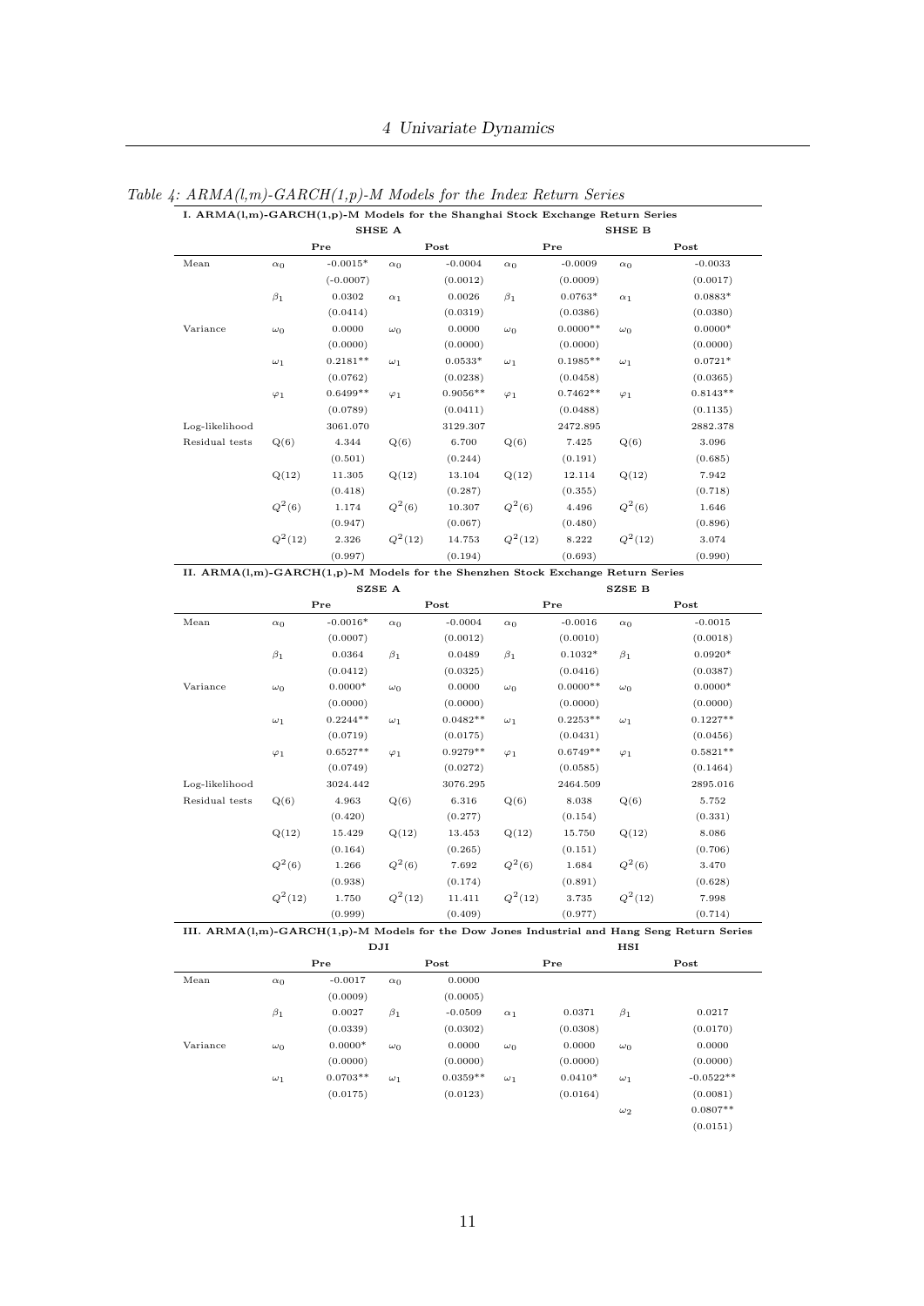*Table 4: ARMA(l,m)-GARCH(1,p)-M Models for the Index Return Series*

**I. ARMA(l,m)-GARCH(1,p)-M Models for the Shanghai Stock Exchange Return Series**

| | SHSE A | | | | SHSE B | | | |
|---|---|---|---|---|---|---|---|---|
| | Pre | | Post | | Pre | | Post | |
| Mean | $\alpha_0$ | -0.0015* | $\alpha_0$ | -0.0004 | $\alpha_0$ | -0.0009 | $\alpha_0$ | -0.0033 |
| | | (-0.0007) | | (0.0012) | | (0.0009) | | (0.0017) |
| | $\beta_1$ | 0.0302 | $\alpha_1$ | 0.0026 | $\beta_1$ | 0.0763* | $\alpha_1$ | 0.0883* |
| | | (0.0414) | | (0.0319) | | (0.0386) | | (0.0380) |
| Variance | $\omega_0$ | 0.0000 | $\omega_0$ | 0.0000 | $\omega_0$ | 0.0000** | $\omega_0$ | 0.0000* |
| | | (0.0000) | | (0.0000) | | (0.0000) | | (0.0000) |
| | $\omega_1$ | 0.2181** | $\omega_1$ | 0.0533* | $\omega_1$ | 0.1985** | $\omega_1$ | 0.0721* |
| | | (0.0762) | | (0.0238) | | (0.0458) | | (0.0365) |
| | $\varphi_1$ | 0.6499** | $\varphi_1$ | 0.9056** | $\varphi_1$ | 0.7462** | $\varphi_1$ | 0.8143** |
| | | (0.0789) | | (0.0411) | | (0.0488) | | (0.1135) |
| Log-likelihood | | 3061.070 | | 3129.307 | | 2472.895 | | 2882.378 |
| Residual tests | Q(6) | 4.344 | Q(6) | 6.700 | Q(6) | 7.425 | Q(6) | 3.096 |
| | | (0.501) | | (0.244) | | (0.191) | | (0.685) |
| | Q(12) | 11.305 | Q(12) | 13.104 | Q(12) | 12.114 | Q(12) | 7.942 |
| | | (0.418) | | (0.287) | | (0.355) | | (0.718) |
| | $Q^2(6)$ | 1.174 | $Q^2(6)$ | 10.307 | $Q^2(6)$ | 4.496 | $Q^2(6)$ | 1.646 |
| | | (0.947) | | (0.067) | | (0.480) | | (0.896) |
| | $Q^2(12)$ | 2.326 | $Q^2(12)$ | 14.753 | $Q^2(12)$ | 8.222 | $Q^2(12)$ | 3.074 |
| | | (0.997) | | (0.194) | | (0.693) | | (0.990) |

**II. ARMA(l,m)-GARCH(1,p)-M Models for the Shenzhen Stock Exchange Return Series**

| | SZSE A | | | | SZSE B | | | |
|---|---|---|---|---|---|---|---|---|
| | Pre | | Post | | Pre | | Post | |
| Mean | $\alpha_0$ | -0.0016* | $\alpha_0$ | -0.0004 | $\alpha_0$ | -0.0016 | $\alpha_0$ | -0.0015 |
| | | (0.0007) | | (0.0012) | | (0.0010) | | (0.0018) |
| | $\beta_1$ | 0.0364 | $\beta_1$ | 0.0489 | $\beta_1$ | 0.1032* | $\beta_1$ | 0.0920* |
| | | (0.0412) | | (0.0325) | | (0.0416) | | (0.0387) |
| Variance | $\omega_0$ | 0.0000* | $\omega_0$ | 0.0000 | $\omega_0$ | 0.0000** | $\omega_0$ | 0.0000* |
| | | (0.0000) | | (0.0000) | | (0.0000) | | (0.0000) |
| | $\omega_1$ | 0.2244** | $\omega_1$ | 0.0482** | $\omega_1$ | 0.2253** | $\omega_1$ | 0.1227** |
| | | (0.0719) | | (0.0175) | | (0.0431) | | (0.0456) |
| | $\varphi_1$ | 0.6527** | $\varphi_1$ | 0.9279** | $\varphi_1$ | 0.6749** | $\varphi_1$ | 0.5821** |
| | | (0.0749) | | (0.0272) | | (0.0585) | | (0.1464) |
| Log-likelihood | | 3024.442 | | 3076.295 | | 2464.509 | | 2895.016 |
| Residual tests | Q(6) | 4.963 | Q(6) | 6.316 | Q(6) | 8.038 | Q(6) | 5.752 |
| | | (0.420) | | (0.277) | | (0.154) | | (0.331) |
| | Q(12) | 15.429 | Q(12) | 13.453 | Q(12) | 15.750 | Q(12) | 8.086 |
| | | (0.164) | | (0.265) | | (0.151) | | (0.706) |
| | $Q^2(6)$ | 1.266 | $Q^2(6)$ | 7.692 | $Q^2(6)$ | 1.684 | $Q^2(6)$ | 3.470 |
| | | (0.938) | | (0.174) | | (0.891) | | (0.628) |
| | $Q^2(12)$ | 1.750 | $Q^2(12)$ | 11.411 | $Q^2(12)$ | 3.735 | $Q^2(12)$ | 7.998 |
| | | (0.999) | | (0.409) | | (0.977) | | (0.714) |

**III. ARMA(l,m)-GARCH(1,p)-M Models for the Dow Jones Industrial and Hang Seng Return Series**

| | DJI | | | | HSI | | | |
|---|---|---|---|---|---|---|---|---|
| | Pre | | Post | | Pre | | Post | |
| Mean | $\alpha_0$ | -0.0017 | $\alpha_0$ | 0.0000 | | | | |
| | | (0.0009) | | (0.0005) | | | | |
| | $\beta_1$ | 0.0027 | $\beta_1$ | -0.0509 | $\alpha_1$ | 0.0371 | $\beta_1$ | 0.0217 |
| | | (0.0339) | | (0.0302) | | (0.0308) | | (0.0170) |
| Variance | $\omega_0$ | 0.0000* | $\omega_0$ | 0.0000 | $\omega_0$ | 0.0000 | $\omega_0$ | 0.0000 |
| | | (0.0000) | | (0.0000) | | (0.0000) | | (0.0000) |
| | $\omega_1$ | 0.0703** | $\omega_1$ | 0.0359** | $\omega_1$ | 0.0410* | $\omega_1$ | -0.0522** |
| | | (0.0175) | | (0.0123) | | (0.0164) | | (0.0081) |
| | | | | | | | $\omega_2$ | 0.0807** |
| | | | | | | | | (0.0151) |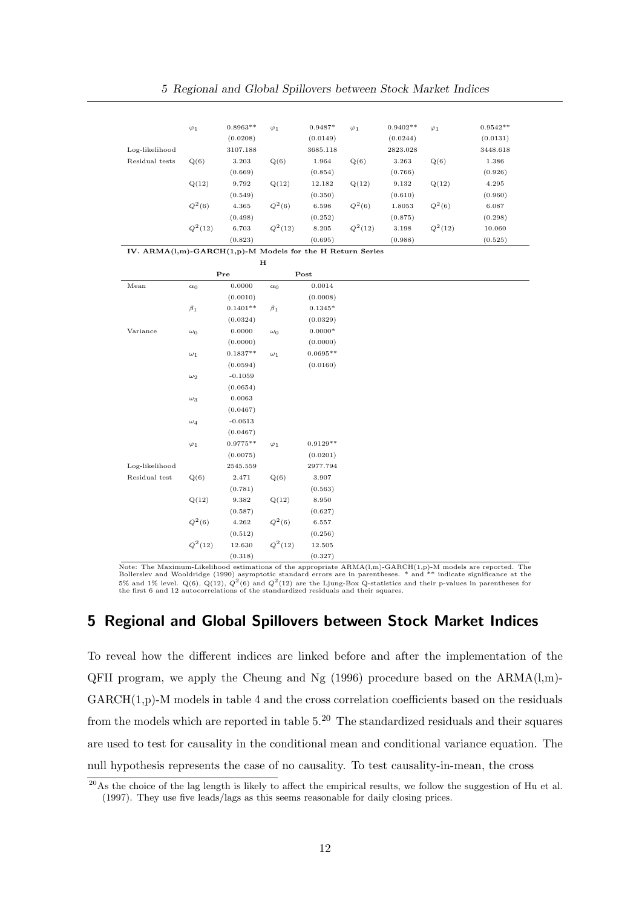|  |  |  |  |  |  |  |  |  |
|---|---|---|---|---|---|---|---|---|
|  | $\varphi_1$ | 0.8963** | $\varphi_1$ | 0.9487* | $\varphi_1$ | 0.9402** | $\varphi_1$ | 0.9542** |
|  |  | (0.0208) |  | (0.0149) |  | (0.0244) |  | (0.0131) |
| Log-likelihood |  | 3107.188 |  | 3685.118 |  | 2823.028 |  | 3448.618 |
| Residual tests | Q(6) | 3.203 | Q(6) | 1.964 | Q(6) | 3.263 | Q(6) | 1.386 |
|  |  | (0.669) |  | (0.854) |  | (0.766) |  | (0.926) |
|  | Q(12) | 9.792 | Q(12) | 12.182 | Q(12) | 9.132 | Q(12) | 4.295 |
|  |  | (0.549) |  | (0.350) |  | (0.610) |  | (0.960) |
|  | $Q^2(6)$ | 4.365 | $Q^2(6)$ | 6.598 | $Q^2(6)$ | 1.8053 | $Q^2(6)$ | 6.087 |
|  |  | (0.498) |  | (0.252) |  | (0.875) |  | (0.298) |
|  | $Q^2(12)$ | 6.703 | $Q^2(12)$ | 8.205 | $Q^2(12)$ | 3.198 | $Q^2(12)$ | 10.060 |
|  |  | (0.823) |  | (0.695) |  | (0.988) |  | (0.525) |

**IV. ARMA(l,m)-GARCH(1,p)-M Models for the H Return Series**

|  |  | H |  |  |
|---|---|---|---|---|
|  |  | Pre |  | Post |
| Mean | $\alpha_0$ | 0.0000 | $\alpha_0$ | 0.0014 |
|  |  | (0.0010) |  | (0.0008) |
|  | $\beta_1$ | 0.1401** | $\beta_1$ | 0.1345* |
|  |  | (0.0324) |  | (0.0329) |
| Variance | $\omega_0$ | 0.0000 | $\omega_0$ | 0.0000* |
|  |  | (0.0000) |  | (0.0000) |
|  | $\omega_1$ | 0.1837** | $\omega_1$ | 0.0695** |
|  |  | (0.0594) |  | (0.0160) |
|  | $\omega_2$ | -0.1059 |  |  |
|  |  | (0.0654) |  |  |
|  | $\omega_3$ | 0.0063 |  |  |
|  |  | (0.0467) |  |  |
|  | $\omega_4$ | -0.0613 |  |  |
|  |  | (0.0467) |  |  |
|  | $\varphi_1$ | 0.9775** | $\varphi_1$ | 0.9129** |
|  |  | (0.0075) |  | (0.0201) |
| Log-likelihood |  | 2545.559 |  | 2977.794 |
| Residual test | Q(6) | 2.471 | Q(6) | 3.907 |
|  |  | (0.781) |  | (0.563) |
|  | Q(12) | 9.382 | Q(12) | 8.950 |
|  |  | (0.587) |  | (0.627) |
|  | $Q^2(6)$ | 4.262 | $Q^2(6)$ | 6.557 |
|  |  | (0.512) |  | (0.256) |
|  | $Q^2(12)$ | 12.630 | $Q^2(12)$ | 12.505 |
|  |  | (0.318) |  | (0.327) |

Note: The Maximum-Likelihood estimations of the appropriate ARMA(l,m)-GARCH(1,p)-M models are reported. The Bollerslev and Wooldridge (1990) asymptotic standard errors are in parentheses. * and ** indicate significance at the 5% and 1% level. Q(6), Q(12), $Q^2(6)$ and $Q^2(12)$ are the Ljung-Box Q-statistics and their p-values in parentheses for the first 6 and 12 autocorrelations of the standardized residuals and their squares.

## 5 Regional and Global Spillovers between Stock Market Indices

To reveal how the different indices are linked before and after the implementation of the QFII program, we apply the Cheung and Ng (1996) procedure based on the ARMA(l,m)-GARCH(1,p)-M models in table 4 and the cross correlation coefficients based on the residuals from the models which are reported in table 5.[20] The standardized residuals and their squares are used to test for causality in the conditional mean and conditional variance equation. The null hypothesis represents the case of no causality. To test causality-in-mean, the cross

[20] As the choice of the lag length is likely to affect the empirical results, we follow the suggestion of Hu et al. (1997). They use five leads/lags as this seems reasonable for daily closing prices.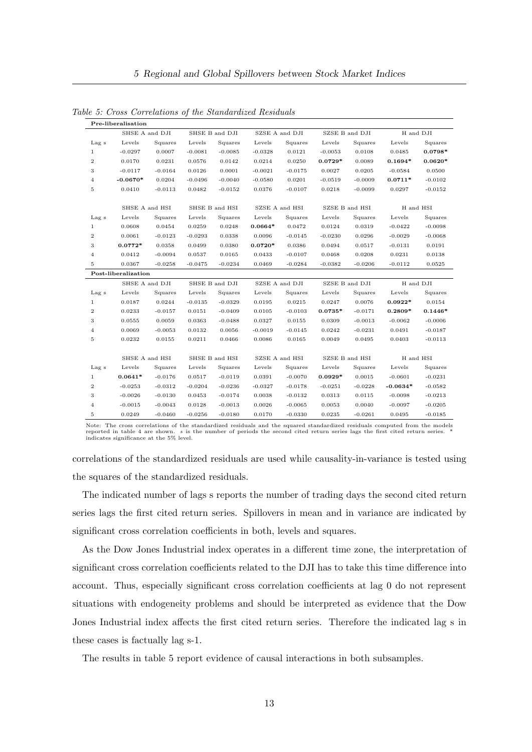*Table 5: Cross Correlations of the Standardized Residuals*

| **Pre-liberalisation** | | | | | | | | | | |
|---|---|---|---|---|---|---|---|---|---|---|
| | SHSE A and DJI | | SHSE B and DJI | | SZSE A and DJI | | SZSE B and DJI | | H and DJI | |
| Lag s | Levels | Squares | Levels | Squares | Levels | Squares | Levels | Squares | Levels | Squares |
| 1 | -0.0297 | 0.0007 | -0.0081 | -0.0085 | -0.0328 | 0.0121 | -0.0053 | 0.0108 | 0.0485 | **0.0798*** |
| 2 | 0.0170 | 0.0231 | 0.0576 | 0.0142 | 0.0214 | 0.0250 | **0.0729*** | 0.0089 | **0.1694*** | **0.0620*** |
| 3 | -0.0117 | -0.0164 | 0.0126 | 0.0001 | -0.0021 | -0.0175 | 0.0027 | 0.0205 | -0.0584 | 0.0500 |
| 4 | **-0.0670*** | 0.0204 | -0.0496 | -0.0040 | -0.0580 | 0.0201 | -0.0519 | -0.0009 | **0.0711*** | -0.0102 |
| 5 | 0.0410 | -0.0113 | 0.0482 | -0.0152 | 0.0376 | -0.0107 | 0.0218 | -0.0099 | 0.0297 | -0.0152 |
| | SHSE A and HSI | | SHSE B and HSI | | SZSE A and HSI | | SZSE B and HSI | | H and HSI | |
| Lag s | Levels | Squares | Levels | Squares | Levels | Squares | Levels | Squares | Levels | Squares |
| 1 | 0.0608 | 0.0454 | 0.0259 | 0.0248 | **0.0664*** | 0.0472 | 0.0124 | 0.0319 | -0.0422 | -0.0098 |
| 2 | 0.0061 | -0.0123 | -0.0293 | 0.0338 | 0.0096 | -0.0145 | -0.0230 | 0.0296 | -0.0029 | -0.0068 |
| 3 | **0.0772*** | 0.0358 | 0.0499 | 0.0380 | **0.0720*** | 0.0386 | 0.0494 | 0.0517 | -0.0131 | 0.0191 |
| 4 | 0.0412 | -0.0094 | 0.0537 | 0.0165 | 0.0433 | -0.0107 | 0.0468 | 0.0208 | 0.0231 | 0.0138 |
| 5 | 0.0367 | -0.0258 | -0.0475 | -0.0234 | 0.0469 | -0.0284 | -0.0382 | -0.0206 | -0.0112 | 0.0525 |
| **Post-liberalization** | | | | | | | | | | |
| | SHSE A and DJI | | SHSE B and DJI | | SZSE A and DJI | | SZSE B and DJI | | H and DJI | |
| Lag s | Levels | Squares | Levels | Squares | Levels | Squares | Levels | Squares | Levels | Squares |
| 1 | 0.0187 | 0.0244 | -0.0135 | -0.0329 | 0.0195 | 0.0215 | 0.0247 | 0.0076 | **0.0922*** | 0.0154 |
| 2 | 0.0233 | -0.0157 | 0.0151 | -0.0409 | 0.0105 | -0.0103 | **0.0735*** | -0.0171 | **0.2809*** | **0.1446*** |
| 3 | 0.0555 | 0.0059 | 0.0363 | -0.0488 | 0.0327 | 0.0155 | 0.0309 | -0.0013 | -0.0062 | -0.0006 |
| 4 | 0.0069 | -0.0053 | 0.0132 | 0.0056 | -0.0019 | -0.0145 | 0.0242 | -0.0231 | 0.0491 | -0.0187 |
| 5 | 0.0232 | 0.0155 | 0.0211 | 0.0466 | 0.0086 | 0.0165 | 0.0049 | 0.0495 | 0.0403 | -0.0113 |
| | SHSE A and HSI | | SHSE B and HSI | | SZSE A and HSI | | SZSE B and HSI | | H and HSI | |
| Lag s | Levels | Squares | Levels | Squares | Levels | Squares | Levels | Squares | Levels | Squares |
| 1 | **0.0641*** | -0.0176 | 0.0517 | -0.0119 | 0.0391 | -0.0070 | **0.0929*** | 0.0015 | -0.0601 | -0.0231 |
| 2 | -0.0253 | -0.0312 | -0.0204 | -0.0236 | -0.0327 | -0.0178 | -0.0251 | -0.0228 | **-0.0634*** | -0.0582 |
| 3 | -0.0026 | -0.0130 | 0.0453 | -0.0174 | 0.0038 | -0.0132 | 0.0313 | 0.0115 | -0.0098 | -0.0213 |
| 4 | -0.0015 | -0.0043 | 0.0128 | -0.0013 | 0.0026 | -0.0065 | 0.0053 | 0.0040 | -0.0097 | -0.0205 |
| 5 | 0.0249 | -0.0460 | -0.0256 | -0.0180 | 0.0170 | -0.0330 | 0.0235 | -0.0261 | 0.0495 | -0.0185 |

Note: The cross correlations of the standardized residuals and the squared standardized residuals computed from the models reported in table 4 are shown. *s* is the number of periods the second cited return series lags the first cited return series. * indicates significance at the 5% level.

correlations of the standardized residuals are used while causality-in-variance is tested using the squares of the standardized residuals.

The indicated number of lags s reports the number of trading days the second cited return series lags the first cited return series. Spillovers in mean and in variance are indicated by significant cross correlation coefficients in both, levels and squares.

As the Dow Jones Industrial index operates in a different time zone, the interpretation of significant cross correlation coefficients related to the DJI has to take this time difference into account. Thus, especially significant cross correlation coefficients at lag 0 do not represent situations with endogeneity problems and should be interpreted as evidence that the Dow Jones Industrial index affects the first cited return series. Therefore the indicated lag s in these cases is factually lag s-1.

The results in table 5 report evidence of causal interactions in both subsamples.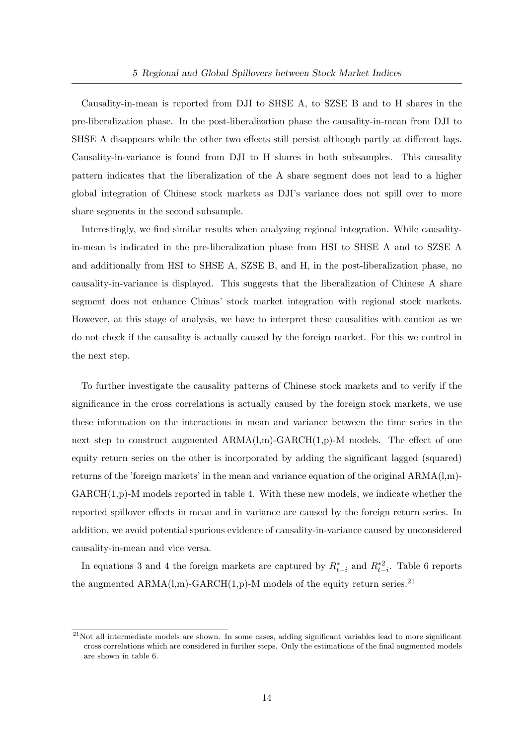Causality-in-mean is reported from DJI to SHSE A, to SZSE B and to H shares in the pre-liberalization phase. In the post-liberalization phase the causality-in-mean from DJI to SHSE A disappears while the other two effects still persist although partly at different lags. Causality-in-variance is found from DJI to H shares in both subsamples. This causality pattern indicates that the liberalization of the A share segment does not lead to a higher global integration of Chinese stock markets as DJI's variance does not spill over to more share segments in the second subsample.

Interestingly, we find similar results when analyzing regional integration. While causality-in-mean is indicated in the pre-liberalization phase from HSI to SHSE A and to SZSE A and additionally from HSI to SHSE A, SZSE B, and H, in the post-liberalization phase, no causality-in-variance is displayed. This suggests that the liberalization of Chinese A share segment does not enhance Chinas' stock market integration with regional stock markets. However, at this stage of analysis, we have to interpret these causalities with caution as we do not check if the causality is actually caused by the foreign market. For this we control in the next step.

To further investigate the causality patterns of Chinese stock markets and to verify if the significance in the cross correlations is actually caused by the foreign stock markets, we use these information on the interactions in mean and variance between the time series in the next step to construct augmented ARMA(l,m)-GARCH(1,p)-M models. The effect of one equity return series on the other is incorporated by adding the significant lagged (squared) returns of the 'foreign markets' in the mean and variance equation of the original ARMA(l,m)-GARCH(1,p)-M models reported in table 4. With these new models, we indicate whether the reported spillover effects in mean and in variance are caused by the foreign return series. In addition, we avoid potential spurious evidence of causality-in-variance caused by unconsidered causality-in-mean and vice versa.

In equations 3 and 4 the foreign markets are captured by $R^{*}_{t-i}$ and $R^{*2}_{t-i}$. Table 6 reports the augmented ARMA(l,m)-GARCH(1,p)-M models of the equity return series.[21]

[21] Not all intermediate models are shown. In some cases, adding significant variables lead to more significant cross correlations which are considered in further steps. Only the estimations of the final augmented models are shown in table 6.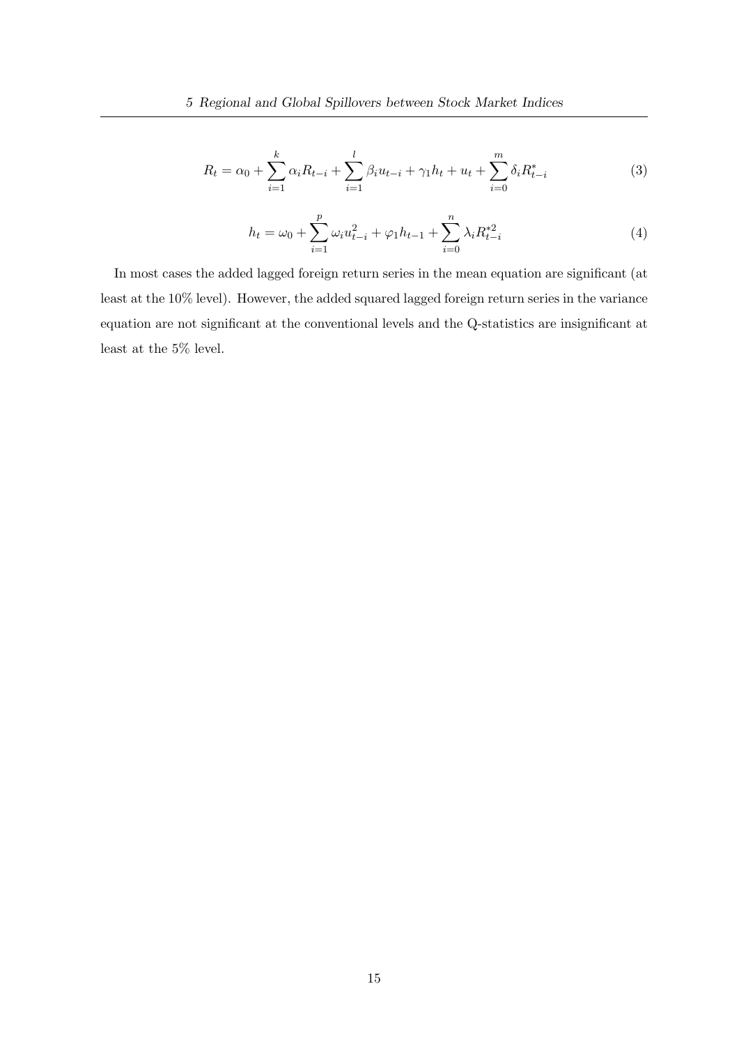$$R_t = \alpha_0 + \sum_{i=1}^{k} \alpha_i R_{t-i} + \sum_{i=1}^{l} \beta_i u_{t-i} + \gamma_1 h_t + u_t + \sum_{i=0}^{m} \delta_i R^*_{t-i} \tag{3}$$

$$h_t = \omega_0 + \sum_{i=1}^{p} \omega_i u^2_{t-i} + \varphi_1 h_{t-1} + \sum_{i=0}^{n} \lambda_i R^{*2}_{t-i} \tag{4}$$

In most cases the added lagged foreign return series in the mean equation are significant (at least at the 10% level). However, the added squared lagged foreign return series in the variance equation are not significant at the conventional levels and the Q-statistics are insignificant at least at the 5% level.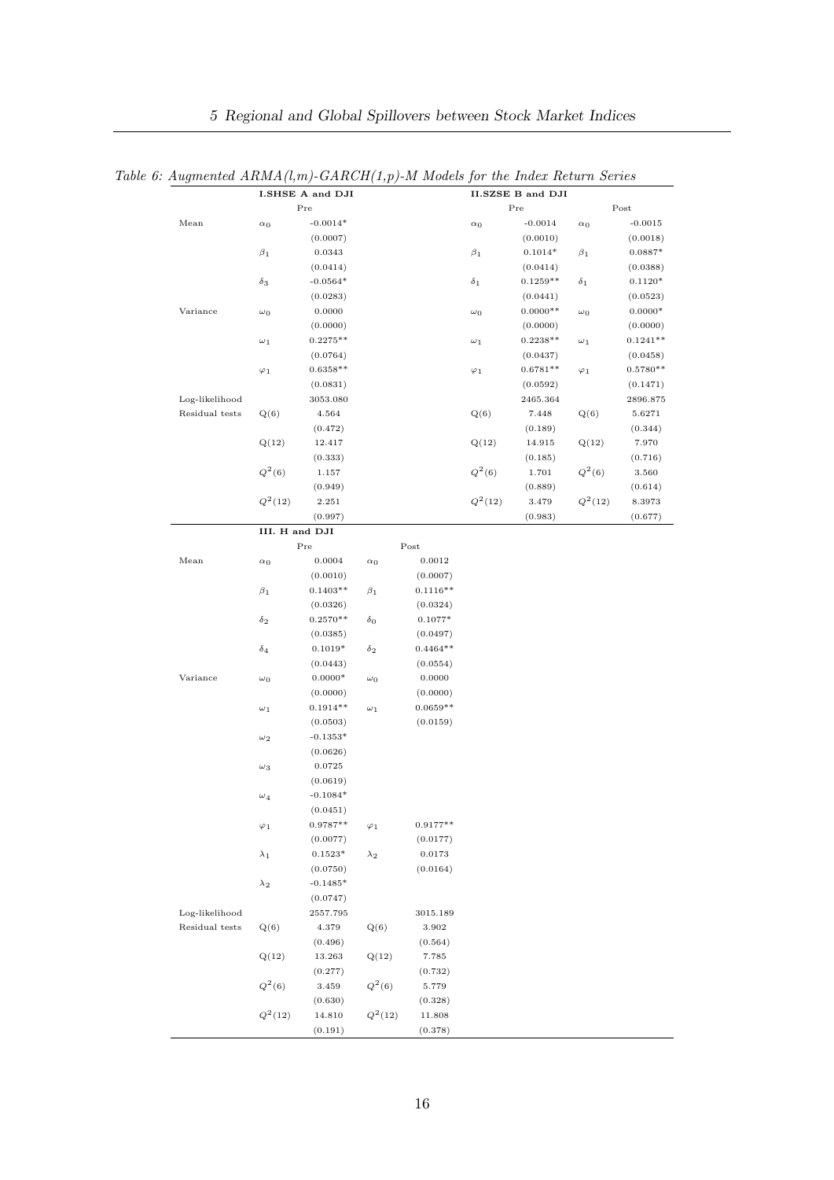*Table 6: Augmented ARMA(l,m)-GARCH(1,p)-M Models for the Index Return Series*

| | I.SHSE A and DJI | | | | II.SZSE B and DJI | | | |
|---|---|---|---|---|---|---|---|---|
| | | Pre | | | | Pre | | Post |
| Mean | $\alpha_0$ | -0.0014* | | | $\alpha_0$ | -0.0014 | $\alpha_0$ | -0.0015 |
| | | (0.0007) | | | | (0.0010) | | (0.0018) |
| | $\beta_1$ | 0.0343 | | | $\beta_1$ | 0.1014* | $\beta_1$ | 0.0887* |
| | | (0.0414) | | | | (0.0414) | | (0.0388) |
| | $\delta_3$ | -0.0564* | | | $\delta_1$ | 0.1259** | $\delta_1$ | 0.1120* |
| | | (0.0283) | | | | (0.0441) | | (0.0523) |
| Variance | $\omega_0$ | 0.0000 | | | $\omega_0$ | 0.0000** | $\omega_0$ | 0.0000* |
| | | (0.0000) | | | | (0.0000) | | (0.0000) |
| | $\omega_1$ | 0.2275** | | | $\omega_1$ | 0.2238** | $\omega_1$ | 0.1241** |
| | | (0.0764) | | | | (0.0437) | | (0.0458) |
| | $\varphi_1$ | 0.6358** | | | $\varphi_1$ | 0.6781** | $\varphi_1$ | 0.5780** |
| | | (0.0831) | | | | (0.0592) | | (0.1471) |
| Log-likelihood | | 3053.080 | | | | 2465.364 | | 2896.875 |
| Residual tests | Q(6) | 4.564 | | | Q(6) | 7.448 | Q(6) | 5.6271 |
| | | (0.472) | | | | (0.189) | | (0.344) |
| | Q(12) | 12.417 | | | Q(12) | 14.915 | Q(12) | 7.970 |
| | | (0.333) | | | | (0.185) | | (0.716) |
| | $Q^2(6)$ | 1.157 | | | $Q^2(6)$ | 1.701 | $Q^2(6)$ | 3.560 |
| | | (0.949) | | | | (0.889) | | (0.614) |
| | $Q^2(12)$ | 2.251 | | | $Q^2(12)$ | 3.479 | $Q^2(12)$ | 8.3973 |
| | | (0.997) | | | | (0.983) | | (0.677) |
| | III. H and DJI | | | | | | | |
| | | Pre | | Post | | | | |
| Mean | $\alpha_0$ | 0.0004 | $\alpha_0$ | 0.0012 | | | | |
| | | (0.0010) | | (0.0007) | | | | |
| | $\beta_1$ | 0.1403** | $\beta_1$ | 0.1116** | | | | |
| | | (0.0326) | | (0.0324) | | | | |
| | $\delta_2$ | 0.2570** | $\delta_0$ | 0.1077* | | | | |
| | | (0.0385) | | (0.0497) | | | | |
| | $\delta_4$ | 0.1019* | $\delta_2$ | 0.4464** | | | | |
| | | (0.0443) | | (0.0554) | | | | |
| Variance | $\omega_0$ | 0.0000* | $\omega_0$ | 0.0000 | | | | |
| | | (0.0000) | | (0.0000) | | | | |
| | $\omega_1$ | 0.1914** | $\omega_1$ | 0.0659** | | | | |
| | | (0.0503) | | (0.0159) | | | | |
| | $\omega_2$ | -0.1353* | | | | | | |
| | | (0.0626) | | | | | | |
| | $\omega_3$ | 0.0725 | | | | | | |
| | | (0.0619) | | | | | | |
| | $\omega_4$ | -0.1084* | | | | | | |
| | | (0.0451) | | | | | | |
| | $\varphi_1$ | 0.9787** | $\varphi_1$ | 0.9177** | | | | |
| | | (0.0077) | | (0.0177) | | | | |
| | $\lambda_1$ | 0.1523* | $\lambda_2$ | 0.0173 | | | | |
| | | (0.0750) | | (0.0164) | | | | |
| | $\lambda_2$ | -0.1485* | | | | | | |
| | | (0.0747) | | | | | | |
| Log-likelihood | | 2557.795 | | 3015.189 | | | | |
| Residual tests | Q(6) | 4.379 | Q(6) | 3.902 | | | | |
| | | (0.496) | | (0.564) | | | | |
| | Q(12) | 13.263 | Q(12) | 7.785 | | | | |
| | | (0.277) | | (0.732) | | | | |
| | $Q^2(6)$ | 3.459 | $Q^2(6)$ | 5.779 | | | | |
| | | (0.630) | | (0.328) | | | | |
| | $Q^2(12)$ | 14.810 | $Q^2(12)$ | 11.808 | | | | |
| | | (0.191) | | (0.378) | | | | |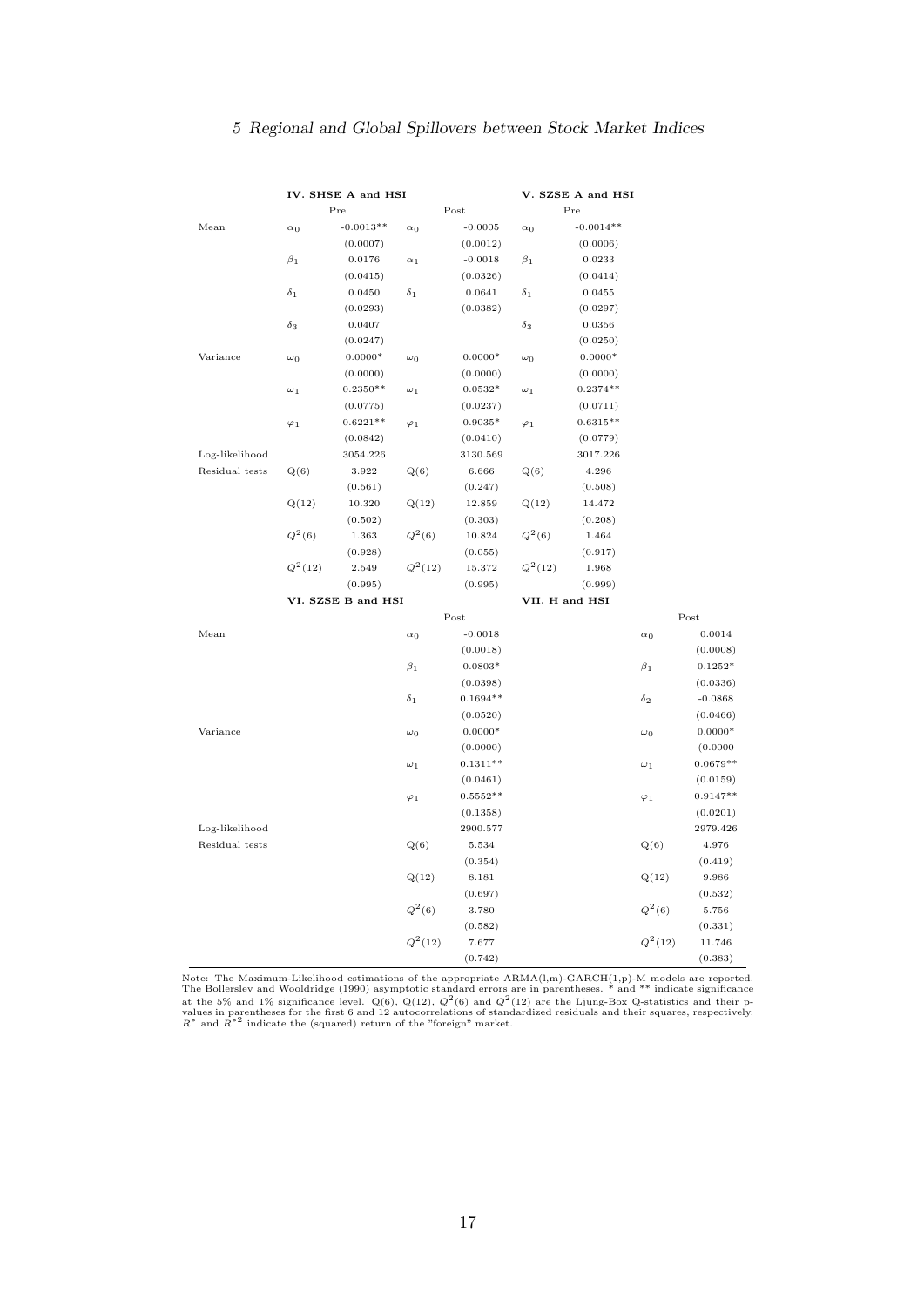| | IV. SHSE A and HSI | | | | V. SZSE A and HSI | |
|---|---|---|---|---|---|---|
| | Pre | | Post | | Pre | |
| Mean | $\alpha_0$ | -0.0013** | $\alpha_0$ | -0.0005 | $\alpha_0$ | -0.0014** |
| | | (0.0007) | | (0.0012) | | (0.0006) |
| | $\beta_1$ | 0.0176 | $\alpha_1$ | -0.0018 | $\beta_1$ | 0.0233 |
| | | (0.0415) | | (0.0326) | | (0.0414) |
| | $\delta_1$ | 0.0450 | $\delta_1$ | 0.0641 | $\delta_1$ | 0.0455 |
| | | (0.0293) | | (0.0382) | | (0.0297) |
| | $\delta_3$ | 0.0407 | | | $\delta_3$ | 0.0356 |
| | | (0.0247) | | | | (0.0250) |
| Variance | $\omega_0$ | 0.0000* | $\omega_0$ | 0.0000* | $\omega_0$ | 0.0000* |
| | | (0.0000) | | (0.0000) | | (0.0000) |
| | $\omega_1$ | 0.2350** | $\omega_1$ | 0.0532* | $\omega_1$ | 0.2374** |
| | | (0.0775) | | (0.0237) | | (0.0711) |
| | $\varphi_1$ | 0.6221** | $\varphi_1$ | 0.9035* | $\varphi_1$ | 0.6315** |
| | | (0.0842) | | (0.0410) | | (0.0779) |
| Log-likelihood | | 3054.226 | | 3130.569 | | 3017.226 |
| Residual tests | Q(6) | 3.922 | Q(6) | 6.666 | Q(6) | 4.296 |
| | | (0.561) | | (0.247) | | (0.508) |
| | Q(12) | 10.320 | Q(12) | 12.859 | Q(12) | 14.472 |
| | | (0.502) | | (0.303) | | (0.208) |
| | $Q^2(6)$ | 1.363 | $Q^2(6)$ | 10.824 | $Q^2(6)$ | 1.464 |
| | | (0.928) | | (0.055) | | (0.917) |
| | $Q^2(12)$ | 2.549 | $Q^2(12)$ | 15.372 | $Q^2(12)$ | 1.968 |
| | | (0.995) | | (0.995) | | (0.999) |

| | VI. SZSE B and HSI | | VII. H and HSI | |
|---|---|---|---|---|
| | | Post | | Post |
| Mean | $\alpha_0$ | -0.0018 | $\alpha_0$ | 0.0014 |
| | | (0.0018) | | (0.0008) |
| | $\beta_1$ | 0.0803* | $\beta_1$ | 0.1252* |
| | | (0.0398) | | (0.0336) |
| | $\delta_1$ | 0.1694** | $\delta_2$ | -0.0868 |
| | | (0.0520) | | (0.0466) |
| Variance | $\omega_0$ | 0.0000* | $\omega_0$ | 0.0000* |
| | | (0.0000) | | (0.0000 |
| | $\omega_1$ | 0.1311** | $\omega_1$ | 0.0679** |
| | | (0.0461) | | (0.0159) |
| | $\varphi_1$ | 0.5552** | $\varphi_1$ | 0.9147** |
| | | (0.1358) | | (0.0201) |
| Log-likelihood | | 2900.577 | | 2979.426 |
| Residual tests | Q(6) | 5.534 | Q(6) | 4.976 |
| | | (0.354) | | (0.419) |
| | Q(12) | 8.181 | Q(12) | 9.986 |
| | | (0.697) | | (0.532) |
| | $Q^2(6)$ | 3.780 | $Q^2(6)$ | 5.756 |
| | | (0.582) | | (0.331) |
| | $Q^2(12)$ | 7.677 | $Q^2(12)$ | 11.746 |
| | | (0.742) | | (0.383) |

Note: The Maximum-Likelihood estimations of the appropriate ARMA(l,m)-GARCH(1,p)-M models are reported. The Bollerslev and Wooldridge (1990) asymptotic standard errors are in parentheses. * and ** indicate significance at the 5% and 1% significance level. Q(6), Q(12), $Q^2(6)$ and $Q^2(12)$ are the Ljung-Box Q-statistics and their p-values in parentheses for the first 6 and 12 autocorrelations of standardized residuals and their squares, respectively. $R^*$ and $R^{*2}$ indicate the (squared) return of the "foreign" market.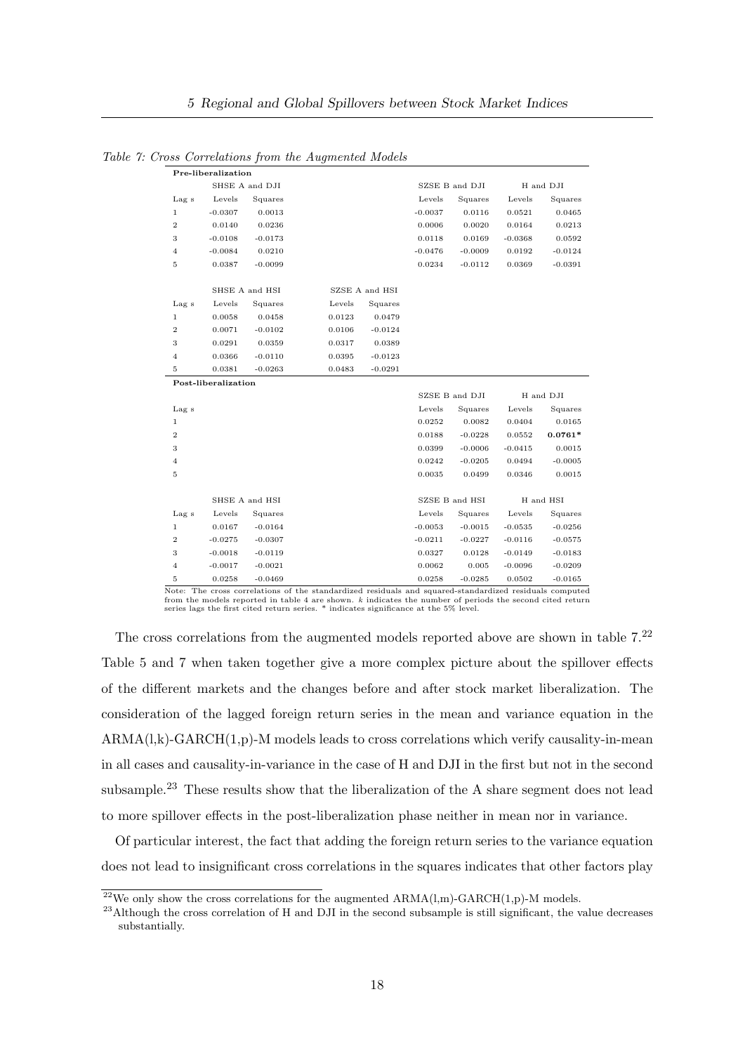*Table 7: Cross Correlations from the Augmented Models*

| **Pre-liberalization** | | | | | | | | |
|---|---|---|---|---|---|---|---|---|
| | SHSE A and DJI | | | | SZSE B and DJI | | H and DJI | |
| Lag s | Levels | Squares | | | Levels | Squares | Levels | Squares |
| 1 | -0.0307 | 0.0013 | | | -0.0037 | 0.0116 | 0.0521 | 0.0465 |
| 2 | 0.0140 | 0.0236 | | | 0.0006 | 0.0020 | 0.0164 | 0.0213 |
| 3 | -0.0108 | -0.0173 | | | 0.0118 | 0.0169 | -0.0368 | 0.0592 |
| 4 | -0.0084 | 0.0210 | | | -0.0476 | -0.0009 | 0.0192 | -0.0124 |
| 5 | 0.0387 | -0.0099 | | | 0.0234 | -0.0112 | 0.0369 | -0.0391 |
| | SHSE A and HSI | | SZSE A and HSI | | | | | |
| Lag s | Levels | Squares | Levels | Squares | | | | |
| 1 | 0.0058 | 0.0458 | 0.0123 | 0.0479 | | | | |
| 2 | 0.0071 | -0.0102 | 0.0106 | -0.0124 | | | | |
| 3 | 0.0291 | 0.0359 | 0.0317 | 0.0389 | | | | |
| 4 | 0.0366 | -0.0110 | 0.0395 | -0.0123 | | | | |
| 5 | 0.0381 | -0.0263 | 0.0483 | -0.0291 | | | | |
| **Post-liberalization** | | | | | | | | |
| | | | | | SZSE B and DJI | | H and DJI | |
| Lag s | | | | | Levels | Squares | Levels | Squares |
| 1 | | | | | 0.0252 | 0.0082 | 0.0404 | 0.0165 |
| 2 | | | | | 0.0188 | -0.0228 | 0.0552 | **0.0761*** |
| 3 | | | | | 0.0399 | -0.0006 | -0.0415 | 0.0015 |
| 4 | | | | | 0.0242 | -0.0205 | 0.0494 | -0.0005 |
| 5 | | | | | 0.0035 | 0.0499 | 0.0346 | 0.0015 |
| | SHSE A and HSI | | | | SZSE B and HSI | | H and HSI | |
| Lag s | Levels | Squares | | | Levels | Squares | Levels | Squares |
| 1 | 0.0167 | -0.0164 | | | -0.0053 | -0.0015 | -0.0535 | -0.0256 |
| 2 | -0.0275 | -0.0307 | | | -0.0211 | -0.0227 | -0.0116 | -0.0575 |
| 3 | -0.0018 | -0.0119 | | | 0.0327 | 0.0128 | -0.0149 | -0.0183 |
| 4 | -0.0017 | -0.0021 | | | 0.0062 | 0.005 | -0.0096 | -0.0209 |
| 5 | 0.0258 | -0.0469 | | | 0.0258 | -0.0285 | 0.0502 | -0.0165 |

Note: The cross correlations of the standardized residuals and squared-standardized residuals computed from the models reported in table 4 are shown. $k$ indicates the number of periods the second cited return series lags the first cited return series. * indicates significance at the 5% level.

The cross correlations from the augmented models reported above are shown in table 7.[22] Table 5 and 7 when taken together give a more complex picture about the spillover effects of the different markets and the changes before and after stock market liberalization. The consideration of the lagged foreign return series in the mean and variance equation in the ARMA(l,k)-GARCH(1,p)-M models leads to cross correlations which verify causality-in-mean in all cases and causality-in-variance in the case of H and DJI in the first but not in the second subsample.[23] These results show that the liberalization of the A share segment does not lead to more spillover effects in the post-liberalization phase neither in mean nor in variance.

Of particular interest, the fact that adding the foreign return series to the variance equation does not lead to insignificant cross correlations in the squares indicates that other factors play

[22] We only show the cross correlations for the augmented ARMA(l,m)-GARCH(1,p)-M models.

[23] Although the cross correlation of H and DJI in the second subsample is still significant, the value decreases substantially.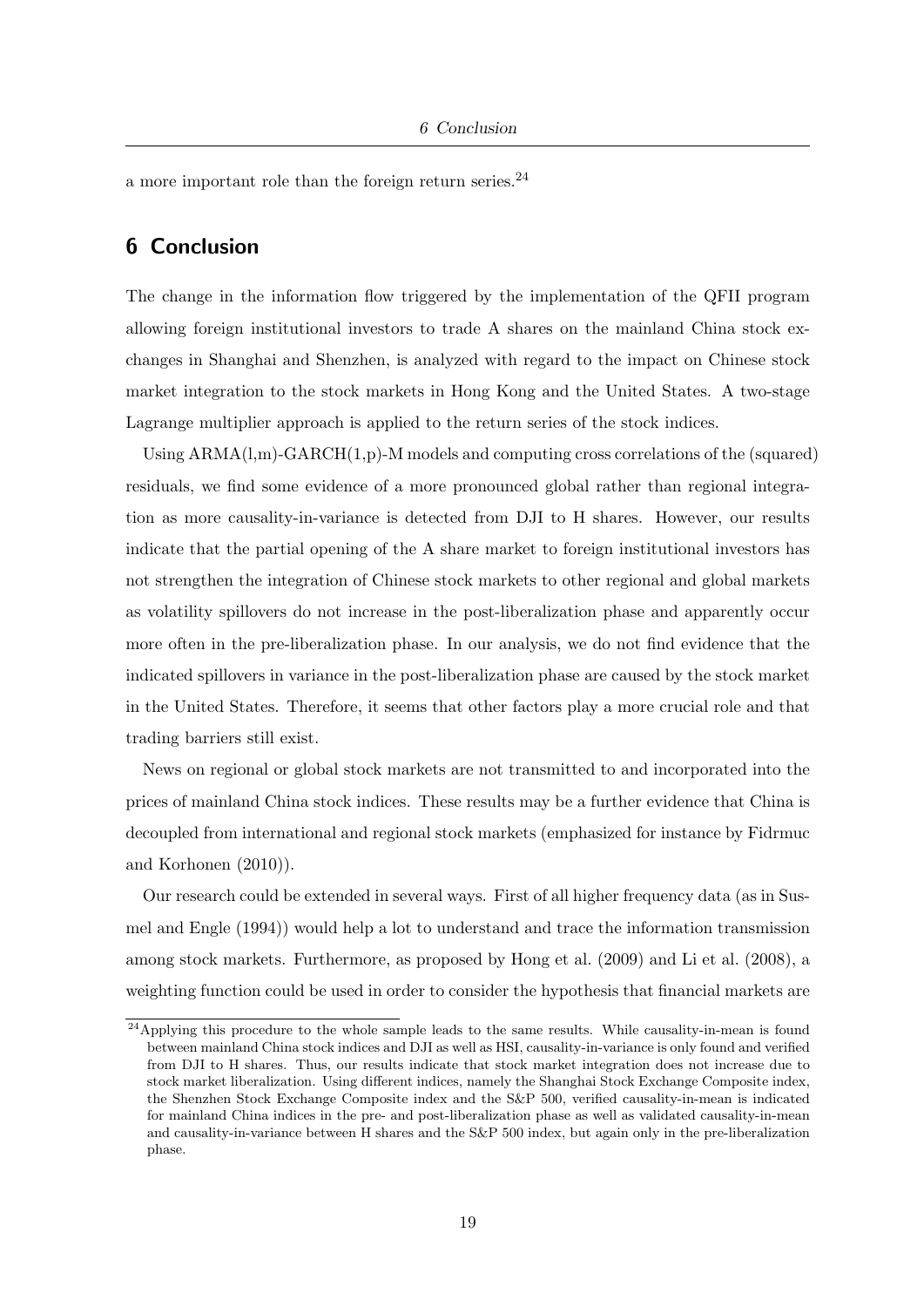a more important role than the foreign return series.[24]

## 6 Conclusion

The change in the information flow triggered by the implementation of the QFII program allowing foreign institutional investors to trade A shares on the mainland China stock exchanges in Shanghai and Shenzhen, is analyzed with regard to the impact on Chinese stock market integration to the stock markets in Hong Kong and the United States. A two-stage Lagrange multiplier approach is applied to the return series of the stock indices.

Using ARMA(l,m)-GARCH(1,p)-M models and computing cross correlations of the (squared) residuals, we find some evidence of a more pronounced global rather than regional integration as more causality-in-variance is detected from DJI to H shares. However, our results indicate that the partial opening of the A share market to foreign institutional investors has not strengthen the integration of Chinese stock markets to other regional and global markets as volatility spillovers do not increase in the post-liberalization phase and apparently occur more often in the pre-liberalization phase. In our analysis, we do not find evidence that the indicated spillovers in variance in the post-liberalization phase are caused by the stock market in the United States. Therefore, it seems that other factors play a more crucial role and that trading barriers still exist.

News on regional or global stock markets are not transmitted to and incorporated into the prices of mainland China stock indices. These results may be a further evidence that China is decoupled from international and regional stock markets (emphasized for instance by Fidrmuc and Korhonen (2010)).

Our research could be extended in several ways. First of all higher frequency data (as in Susmel and Engle (1994)) would help a lot to understand and trace the information transmission among stock markets. Furthermore, as proposed by Hong et al. (2009) and Li et al. (2008), a weighting function could be used in order to consider the hypothesis that financial markets are

[24] Applying this procedure to the whole sample leads to the same results. While causality-in-mean is found between mainland China stock indices and DJI as well as HSI, causality-in-variance is only found and verified from DJI to H shares. Thus, our results indicate that stock market integration does not increase due to stock market liberalization. Using different indices, namely the Shanghai Stock Exchange Composite index, the Shenzhen Stock Exchange Composite index and the S&P 500, verified causality-in-mean is indicated for mainland China indices in the pre- and post-liberalization phase as well as validated causality-in-mean and causality-in-variance between H shares and the S&P 500 index, but again only in the pre-liberalization phase.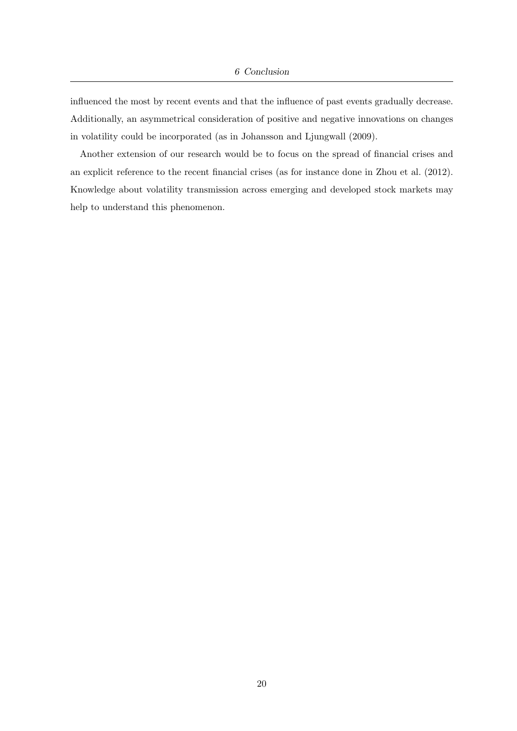influenced the most by recent events and that the influence of past events gradually decrease. Additionally, an asymmetrical consideration of positive and negative innovations on changes in volatility could be incorporated (as in Johansson and Ljungwall (2009).

Another extension of our research would be to focus on the spread of financial crises and an explicit reference to the recent financial crises (as for instance done in Zhou et al. (2012). Knowledge about volatility transmission across emerging and developed stock markets may help to understand this phenomenon.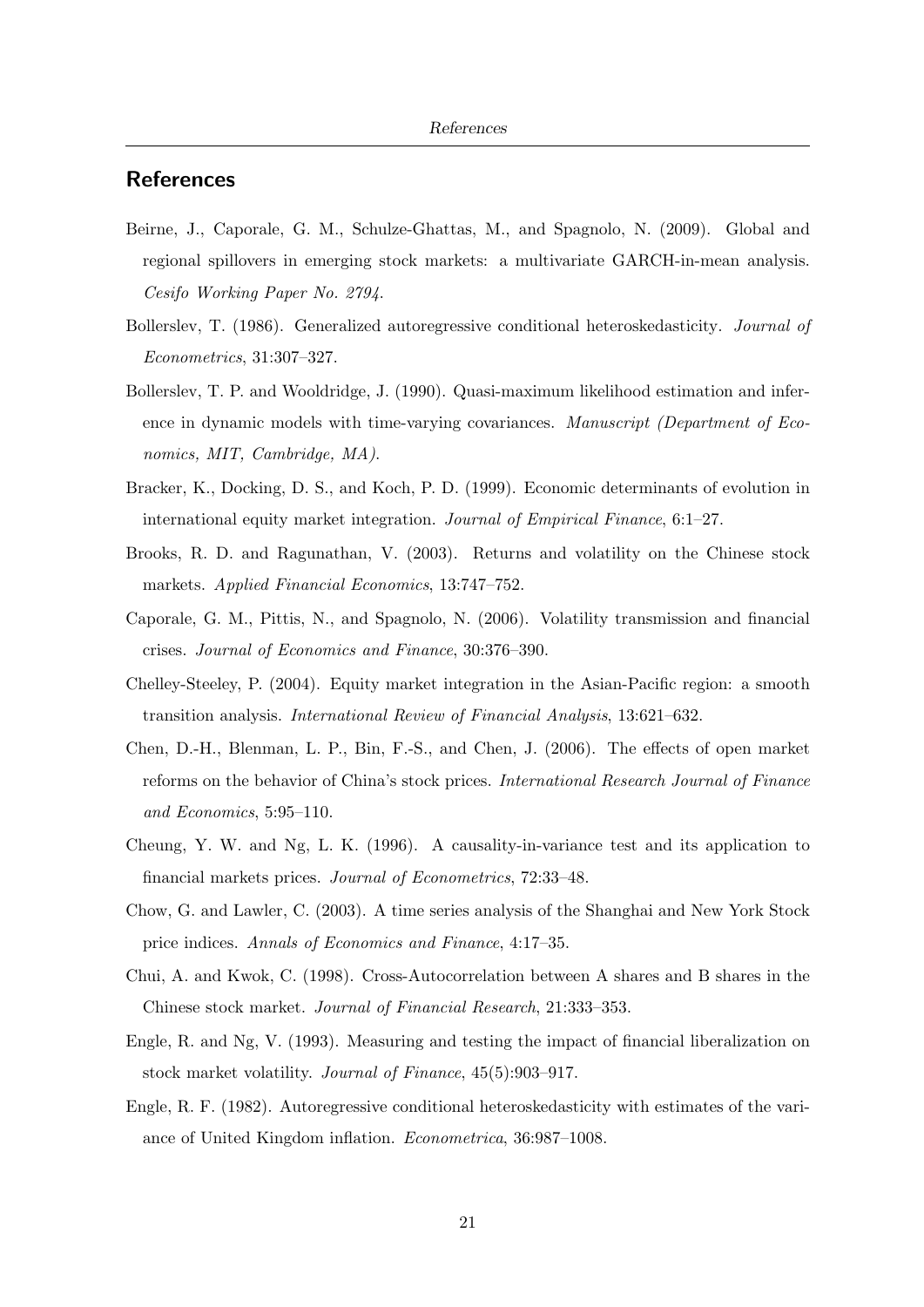## References

Beirne, J., Caporale, G. M., Schulze-Ghattas, M., and Spagnolo, N. (2009). Global and regional spillovers in emerging stock markets: a multivariate GARCH-in-mean analysis. *Cesifo Working Paper No. 2794*.

Bollerslev, T. (1986). Generalized autoregressive conditional heteroskedasticity. *Journal of Econometrics*, 31:307–327.

Bollerslev, T. P. and Wooldridge, J. (1990). Quasi-maximum likelihood estimation and inference in dynamic models with time-varying covariances. *Manuscript (Department of Economics, MIT, Cambridge, MA)*.

Bracker, K., Docking, D. S., and Koch, P. D. (1999). Economic determinants of evolution in international equity market integration. *Journal of Empirical Finance*, 6:1–27.

Brooks, R. D. and Ragunathan, V. (2003). Returns and volatility on the Chinese stock markets. *Applied Financial Economics*, 13:747–752.

Caporale, G. M., Pittis, N., and Spagnolo, N. (2006). Volatility transmission and financial crises. *Journal of Economics and Finance*, 30:376–390.

Chelley-Steeley, P. (2004). Equity market integration in the Asian-Pacific region: a smooth transition analysis. *International Review of Financial Analysis*, 13:621–632.

Chen, D.-H., Blenman, L. P., Bin, F.-S., and Chen, J. (2006). The effects of open market reforms on the behavior of China's stock prices. *International Research Journal of Finance and Economics*, 5:95–110.

Cheung, Y. W. and Ng, L. K. (1996). A causality-in-variance test and its application to financial markets prices. *Journal of Econometrics*, 72:33–48.

Chow, G. and Lawler, C. (2003). A time series analysis of the Shanghai and New York Stock price indices. *Annals of Economics and Finance*, 4:17–35.

Chui, A. and Kwok, C. (1998). Cross-Autocorrelation between A shares and B shares in the Chinese stock market. *Journal of Financial Research*, 21:333–353.

Engle, R. and Ng, V. (1993). Measuring and testing the impact of financial liberalization on stock market volatility. *Journal of Finance*, 45(5):903–917.

Engle, R. F. (1982). Autoregressive conditional heteroskedasticity with estimates of the variance of United Kingdom inflation. *Econometrica*, 36:987–1008.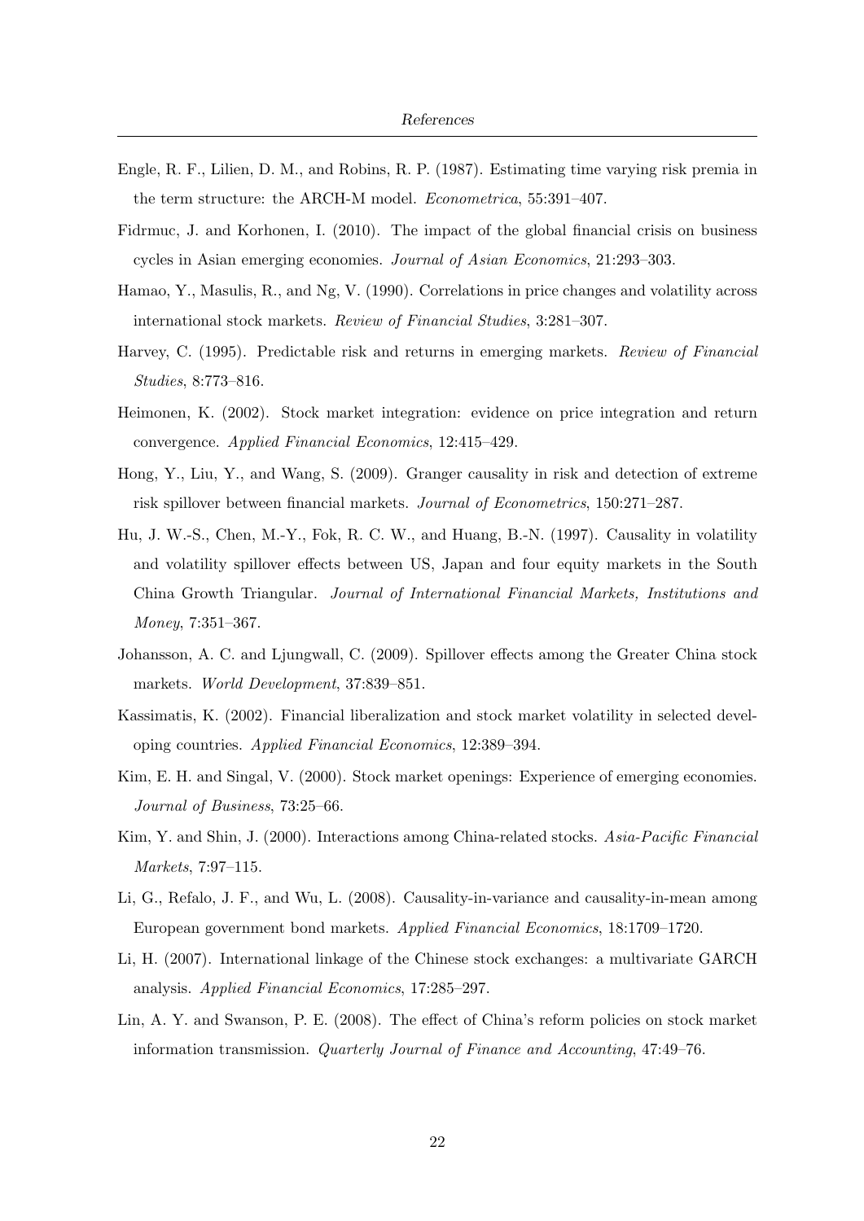Engle, R. F., Lilien, D. M., and Robins, R. P. (1987). Estimating time varying risk premia in the term structure: the ARCH-M model. *Econometrica*, 55:391–407.

Fidrmuc, J. and Korhonen, I. (2010). The impact of the global financial crisis on business cycles in Asian emerging economies. *Journal of Asian Economics*, 21:293–303.

Hamao, Y., Masulis, R., and Ng, V. (1990). Correlations in price changes and volatility across international stock markets. *Review of Financial Studies*, 3:281–307.

Harvey, C. (1995). Predictable risk and returns in emerging markets. *Review of Financial Studies*, 8:773–816.

Heimonen, K. (2002). Stock market integration: evidence on price integration and return convergence. *Applied Financial Economics*, 12:415–429.

Hong, Y., Liu, Y., and Wang, S. (2009). Granger causality in risk and detection of extreme risk spillover between financial markets. *Journal of Econometrics*, 150:271–287.

Hu, J. W.-S., Chen, M.-Y., Fok, R. C. W., and Huang, B.-N. (1997). Causality in volatility and volatility spillover effects between US, Japan and four equity markets in the South China Growth Triangular. *Journal of International Financial Markets, Institutions and Money*, 7:351–367.

Johansson, A. C. and Ljungwall, C. (2009). Spillover effects among the Greater China stock markets. *World Development*, 37:839–851.

Kassimatis, K. (2002). Financial liberalization and stock market volatility in selected developing countries. *Applied Financial Economics*, 12:389–394.

Kim, E. H. and Singal, V. (2000). Stock market openings: Experience of emerging economies. *Journal of Business*, 73:25–66.

Kim, Y. and Shin, J. (2000). Interactions among China-related stocks. *Asia-Pacific Financial Markets*, 7:97–115.

Li, G., Refalo, J. F., and Wu, L. (2008). Causality-in-variance and causality-in-mean among European government bond markets. *Applied Financial Economics*, 18:1709–1720.

Li, H. (2007). International linkage of the Chinese stock exchanges: a multivariate GARCH analysis. *Applied Financial Economics*, 17:285–297.

Lin, A. Y. and Swanson, P. E. (2008). The effect of China's reform policies on stock market information transmission. *Quarterly Journal of Finance and Accounting*, 47:49–76.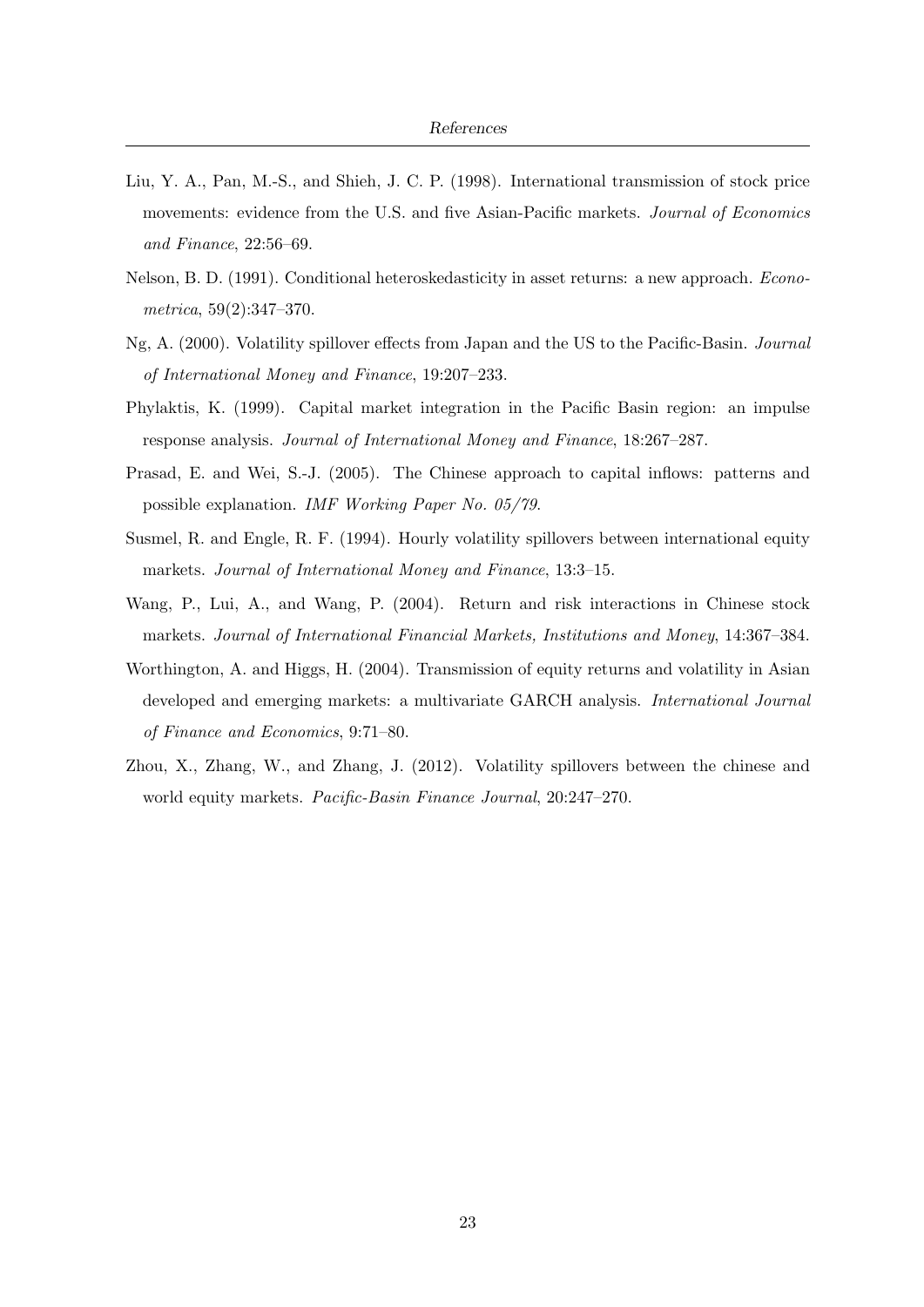Liu, Y. A., Pan, M.-S., and Shieh, J. C. P. (1998). International transmission of stock price movements: evidence from the U.S. and five Asian-Pacific markets. *Journal of Economics and Finance*, 22:56–69.

Nelson, B. D. (1991). Conditional heteroskedasticity in asset returns: a new approach. *Econometrica*, 59(2):347–370.

Ng, A. (2000). Volatility spillover effects from Japan and the US to the Pacific-Basin. *Journal of International Money and Finance*, 19:207–233.

Phylaktis, K. (1999). Capital market integration in the Pacific Basin region: an impulse response analysis. *Journal of International Money and Finance*, 18:267–287.

Prasad, E. and Wei, S.-J. (2005). The Chinese approach to capital inflows: patterns and possible explanation. *IMF Working Paper No. 05/79*.

Susmel, R. and Engle, R. F. (1994). Hourly volatility spillovers between international equity markets. *Journal of International Money and Finance*, 13:3–15.

Wang, P., Lui, A., and Wang, P. (2004). Return and risk interactions in Chinese stock markets. *Journal of International Financial Markets, Institutions and Money*, 14:367–384.

Worthington, A. and Higgs, H. (2004). Transmission of equity returns and volatility in Asian developed and emerging markets: a multivariate GARCH analysis. *International Journal of Finance and Economics*, 9:71–80.

Zhou, X., Zhang, W., and Zhang, J. (2012). Volatility spillovers between the chinese and world equity markets. *Pacific-Basin Finance Journal*, 20:247–270.